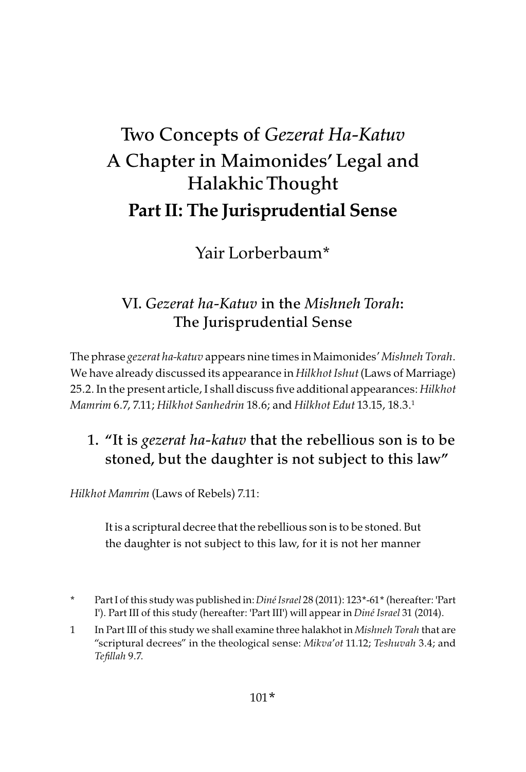# Two Concepts of *Gezerat Ha-Katuv* A Chapter in Maimonides' Legal and Halakhic Thought

## Part II: The Jurisprudential Sense

Yair Lorberbaum*

## VI. *Gezerat ha-Katuv* in the *Mishneh Torah*: The Jurisprudential Sense

The phrase *gezerat ha-katuv* appears nine times in Maimonides' *Mishneh Torah*. We have already discussed its appearance in *Hilkhot Ishut* (Laws of Marriage) 25.2. In the present article, I shall discuss five additional appearances: *Hilkhot Mamrim* 6.7, 7.11; *Hilkhot Sanhedrin* 18.6; and *Hilkhot Edut* 13.15, 18.3.[1]

### 1. "It is *gezerat ha-katuv* that the rebellious son is to be stoned, but the daughter is not subject to this law"

*Hilkhot Mamrim* (Laws of Rebels) 7.11:

> It is a scriptural decree that the rebellious son is to be stoned. But the daughter is not subject to this law, for it is not her manner

---

\* Part I of this study was published in: *Diné Israel* 28 (2011): 123*-61* (hereafter: 'Part I'). Part III of this study (hereafter: 'Part III') will appear in *Diné Israel* 31 (2014).

1 In Part III of this study we shall examine three halakhot in *Mishneh Torah* that are "scriptural decrees" in the theological sense: *Mikva'ot* 11.12; *Teshuvah* 3.4; and *Tefillah* 9.7.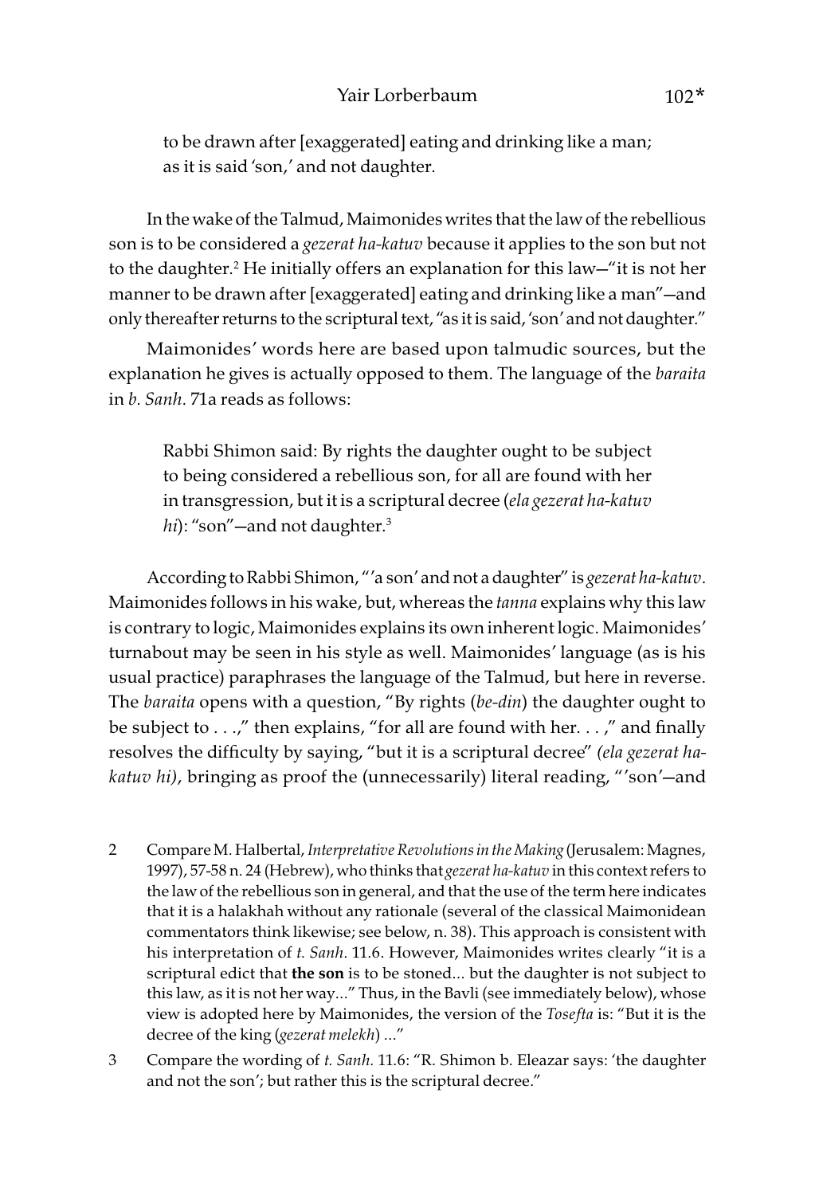to be drawn after [exaggerated] eating and drinking like a man; as it is said 'son,' and not daughter.

In the wake of the Talmud, Maimonides writes that the law of the rebellious son is to be considered a *gezerat ha-katuv* because it applies to the son but not to the daughter.[2] He initially offers an explanation for this law—"it is not her manner to be drawn after [exaggerated] eating and drinking like a man"—and only thereafter returns to the scriptural text, "as it is said, 'son' and not daughter."

Maimonides' words here are based upon talmudic sources, but the explanation he gives is actually opposed to them. The language of the *baraita* in *b. Sanh.* 71a reads as follows:

> Rabbi Shimon said: By rights the daughter ought to be subject to being considered a rebellious son, for all are found with her in transgression, but it is a scriptural decree (*ela gezerat ha-katuv hi*): "son"—and not daughter.[3]

According to Rabbi Shimon, "'a son' and not a daughter" is *gezerat ha-katuv*. Maimonides follows in his wake, but, whereas the *tanna* explains why this law is contrary to logic, Maimonides explains its own inherent logic. Maimonides' turnabout may be seen in his style as well. Maimonides' language (as is his usual practice) paraphrases the language of the Talmud, but here in reverse. The *baraita* opens with a question, "By rights (*be-din*) the daughter ought to be subject to . . .," then explains, "for all are found with her. . . ," and finally resolves the difficulty by saying, "but it is a scriptural decree" *(ela gezerat ha-katuv hi)*, bringing as proof the (unnecessarily) literal reading, "'son'—and

2 Compare M. Halbertal, *Interpretative Revolutions in the Making* (Jerusalem: Magnes, 1997), 57-58 n. 24 (Hebrew), who thinks that *gezerat ha-katuv* in this context refers to the law of the rebellious son in general, and that the use of the term here indicates that it is a halakhah without any rationale (several of the classical Maimonidean commentators think likewise; see below, n. 38). This approach is consistent with his interpretation of *t. Sanh.* 11.6. However, Maimonides writes clearly "it is a scriptural edict that **the son** is to be stoned... but the daughter is not subject to this law, as it is not her way..." Thus, in the Bavli (see immediately below), whose view is adopted here by Maimonides, the version of the *Tosefta* is: "But it is the decree of the king (*gezerat melekh*) ..."

3 Compare the wording of *t. Sanh.* 11.6: "R. Shimon b. Eleazar says: 'the daughter and not the son'; but rather this is the scriptural decree."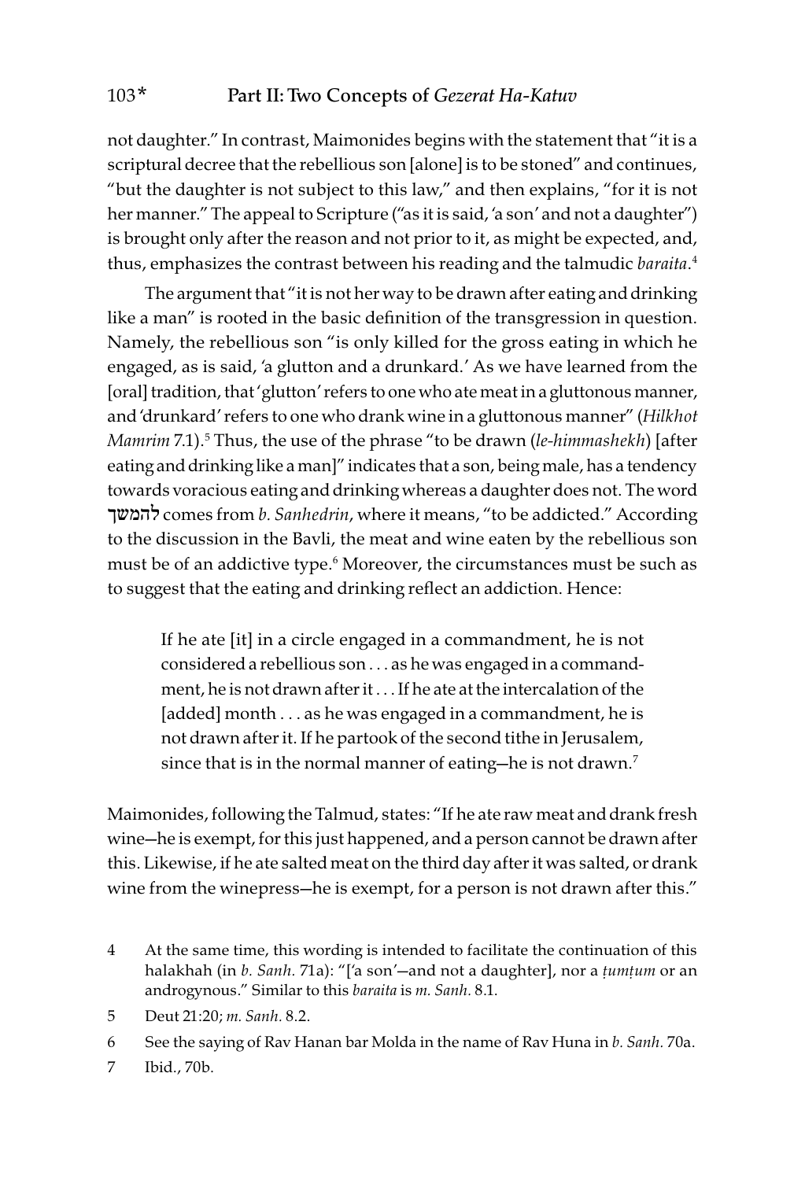not daughter." In contrast, Maimonides begins with the statement that "it is a scriptural decree that the rebellious son [alone] is to be stoned" and continues, "but the daughter is not subject to this law," and then explains, "for it is not her manner." The appeal to Scripture ("as it is said, 'a son' and not a daughter") is brought only after the reason and not prior to it, as might be expected, and, thus, emphasizes the contrast between his reading and the talmudic *baraita*.[4]

The argument that "it is not her way to be drawn after eating and drinking like a man" is rooted in the basic definition of the transgression in question. Namely, the rebellious son "is only killed for the gross eating in which he engaged, as is said, 'a glutton and a drunkard.' As we have learned from the [oral] tradition, that 'glutton' refers to one who ate meat in a gluttonous manner, and 'drunkard' refers to one who drank wine in a gluttonous manner" (*Hilkhot Mamrim* 7.1).[5] Thus, the use of the phrase "to be drawn (*le-himmashekh*) [after eating and drinking like a man]" indicates that a son, being male, has a tendency towards voracious eating and drinking whereas a daughter does not. The word להמשך comes from *b. Sanhedrin*, where it means, "to be addicted." According to the discussion in the Bavli, the meat and wine eaten by the rebellious son must be of an addictive type.[6] Moreover, the circumstances must be such as to suggest that the eating and drinking reflect an addiction. Hence:

> If he ate [it] in a circle engaged in a commandment, he is not considered a rebellious son . . . as he was engaged in a commandment, he is not drawn after it . . . If he ate at the intercalation of the [added] month . . . as he was engaged in a commandment, he is not drawn after it. If he partook of the second tithe in Jerusalem, since that is in the normal manner of eating—he is not drawn.[7]

Maimonides, following the Talmud, states: "If he ate raw meat and drank fresh wine—he is exempt, for this just happened, and a person cannot be drawn after this. Likewise, if he ate salted meat on the third day after it was salted, or drank wine from the winepress—he is exempt, for a person is not drawn after this."

4 At the same time, this wording is intended to facilitate the continuation of this halakhah (in *b. Sanh.* 71a): "['a son'—and not a daughter], nor a *ṭumṭum* or an androgynous." Similar to this *baraita* is *m. Sanh.* 8.1.

5 Deut 21:20; *m. Sanh.* 8.2.

6 See the saying of Rav Hanan bar Molda in the name of Rav Huna in *b. Sanh.* 70a.

7 Ibid., 70b.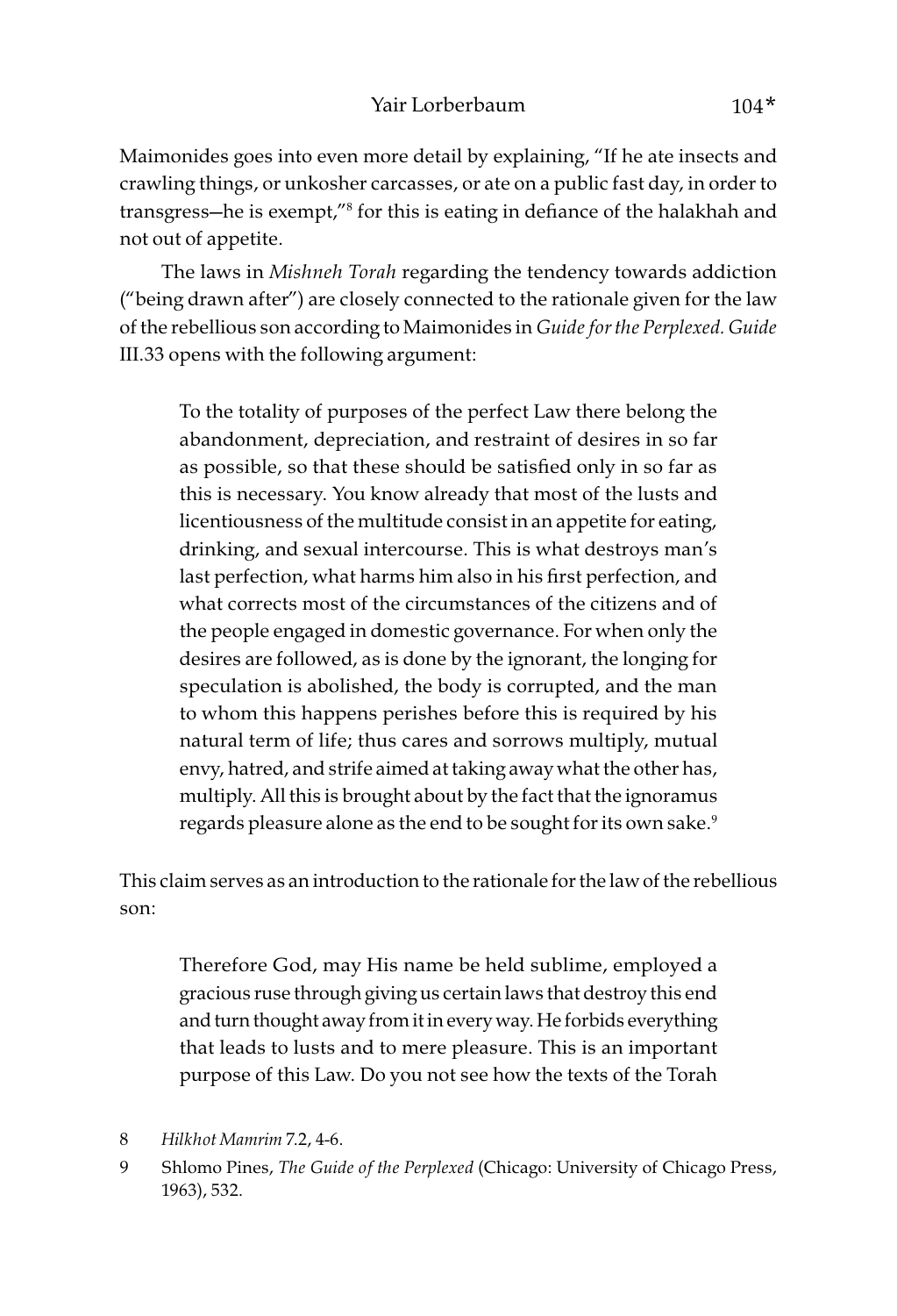Maimonides goes into even more detail by explaining, "If he ate insects and crawling things, or unkosher carcasses, or ate on a public fast day, in order to transgress—he is exempt,"[8] for this is eating in defiance of the halakhah and not out of appetite.

The laws in *Mishneh Torah* regarding the tendency towards addiction ("being drawn after") are closely connected to the rationale given for the law of the rebellious son according to Maimonides in *Guide for the Perplexed. Guide* III.33 opens with the following argument:

> To the totality of purposes of the perfect Law there belong the abandonment, depreciation, and restraint of desires in so far as possible, so that these should be satisfied only in so far as this is necessary. You know already that most of the lusts and licentiousness of the multitude consist in an appetite for eating, drinking, and sexual intercourse. This is what destroys man's last perfection, what harms him also in his first perfection, and what corrects most of the circumstances of the citizens and of the people engaged in domestic governance. For when only the desires are followed, as is done by the ignorant, the longing for speculation is abolished, the body is corrupted, and the man to whom this happens perishes before this is required by his natural term of life; thus cares and sorrows multiply, mutual envy, hatred, and strife aimed at taking away what the other has, multiply. All this is brought about by the fact that the ignoramus regards pleasure alone as the end to be sought for its own sake.[9]

This claim serves as an introduction to the rationale for the law of the rebellious son:

> Therefore God, may His name be held sublime, employed a gracious ruse through giving us certain laws that destroy this end and turn thought away from it in every way. He forbids everything that leads to lusts and to mere pleasure. This is an important purpose of this Law. Do you not see how the texts of the Torah

8 *Hilkhot Mamrim* 7.2, 4-6.

9 Shlomo Pines, *The Guide of the Perplexed* (Chicago: University of Chicago Press, 1963), 532.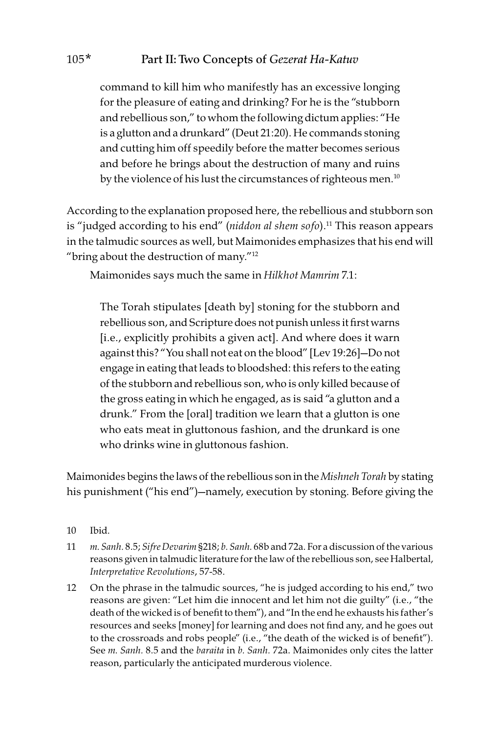> command to kill him who manifestly has an excessive longing for the pleasure of eating and drinking? For he is the "stubborn and rebellious son," to whom the following dictum applies: "He is a glutton and a drunkard" (Deut 21:20). He commands stoning and cutting him off speedily before the matter becomes serious and before he brings about the destruction of many and ruins by the violence of his lust the circumstances of righteous men.[10]

According to the explanation proposed here, the rebellious and stubborn son is "judged according to his end" (*niddon al shem sofo*).[11] This reason appears in the talmudic sources as well, but Maimonides emphasizes that his end will "bring about the destruction of many."[12]

Maimonides says much the same in *Hilkhot Mamrim* 7.1:

> The Torah stipulates [death by] stoning for the stubborn and rebellious son, and Scripture does not punish unless it first warns [i.e., explicitly prohibits a given act]. And where does it warn against this? "You shall not eat on the blood" [Lev 19:26]—Do not engage in eating that leads to bloodshed: this refers to the eating of the stubborn and rebellious son, who is only killed because of the gross eating in which he engaged, as is said "a glutton and a drunk." From the [oral] tradition we learn that a glutton is one who eats meat in gluttonous fashion, and the drunkard is one who drinks wine in gluttonous fashion.

Maimonides begins the laws of the rebellious son in the *Mishneh Torah* by stating his punishment ("his end")—namely, execution by stoning. Before giving the

---

10 Ibid.

11 *m. Sanh.* 8.5; *Sifre Devarim* §218; *b. Sanh.* 68b and 72a. For a discussion of the various reasons given in talmudic literature for the law of the rebellious son, see Halbertal, *Interpretative Revolutions*, 57-58.

12 On the phrase in the talmudic sources, "he is judged according to his end," two reasons are given: "Let him die innocent and let him not die guilty" (i.e., "the death of the wicked is of benefit to them"), and "In the end he exhausts his father's resources and seeks [money] for learning and does not find any, and he goes out to the crossroads and robs people" (i.e., "the death of the wicked is of benefit"). See *m. Sanh.* 8.5 and the *baraita* in *b. Sanh.* 72a. Maimonides only cites the latter reason, particularly the anticipated murderous violence.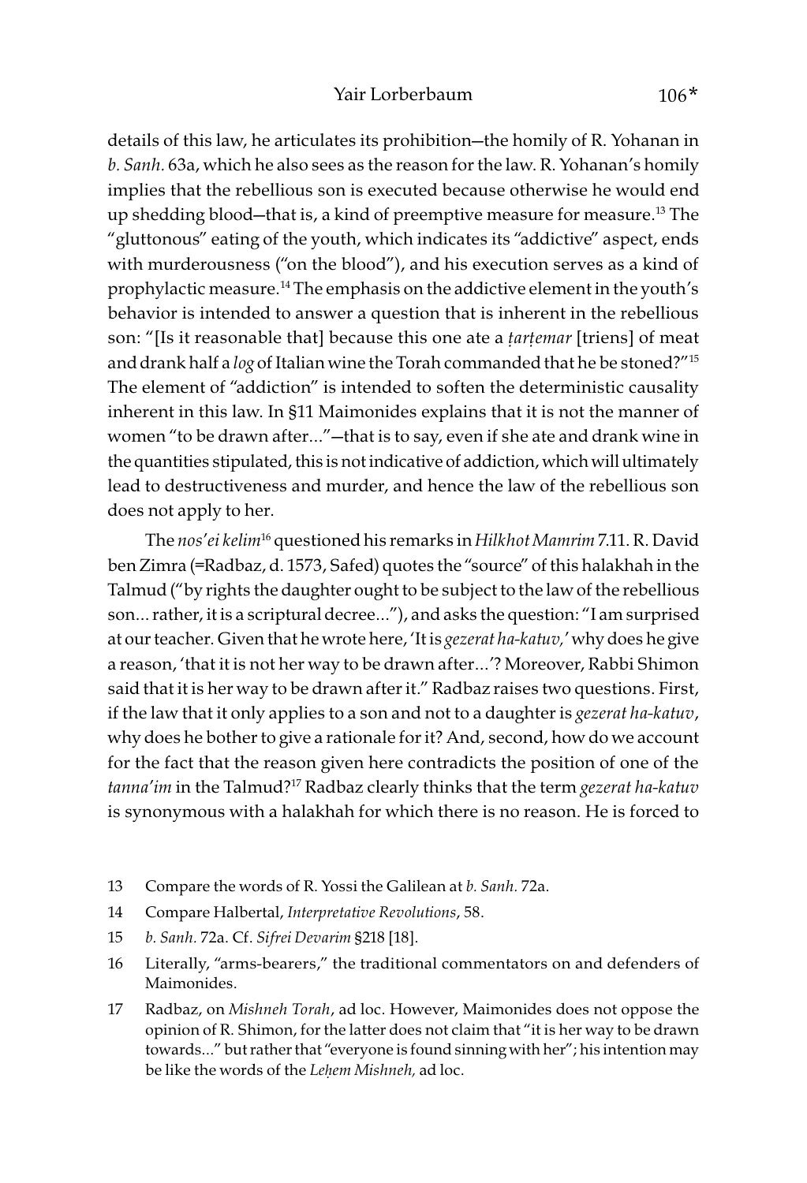details of this law, he articulates its prohibition—the homily of R. Yohanan in *b. Sanh.* 63a, which he also sees as the reason for the law. R. Yohanan's homily implies that the rebellious son is executed because otherwise he would end up shedding blood—that is, a kind of preemptive measure for measure.[13] The "gluttonous" eating of the youth, which indicates its "addictive" aspect, ends with murderousness ("on the blood"), and his execution serves as a kind of prophylactic measure.[14] The emphasis on the addictive element in the youth's behavior is intended to answer a question that is inherent in the rebellious son: "[Is it reasonable that] because this one ate a *ṭarṭemar* [triens] of meat and drank half a *log* of Italian wine the Torah commanded that he be stoned?"[15] The element of "addiction" is intended to soften the deterministic causality inherent in this law. In §11 Maimonides explains that it is not the manner of women "to be drawn after..."—that is to say, even if she ate and drank wine in the quantities stipulated, this is not indicative of addiction, which will ultimately lead to destructiveness and murder, and hence the law of the rebellious son does not apply to her.

The *nos'ei kelim*[16] questioned his remarks in *Hilkhot Mamrim* 7.11. R. David ben Zimra (=Radbaz, d. 1573, Safed) quotes the "source" of this halakhah in the Talmud ("by rights the daughter ought to be subject to the law of the rebellious son... rather, it is a scriptural decree..."), and asks the question: "I am surprised at our teacher. Given that he wrote here, 'It is *gezerat ha-katuv*,' why does he give a reason, 'that it is not her way to be drawn after...'? Moreover, Rabbi Shimon said that it is her way to be drawn after it." Radbaz raises two questions. First, if the law that it only applies to a son and not to a daughter is *gezerat ha-katuv*, why does he bother to give a rationale for it? And, second, how do we account for the fact that the reason given here contradicts the position of one of the *tanna'im* in the Talmud?[17] Radbaz clearly thinks that the term *gezerat ha-katuv* is synonymous with a halakhah for which there is no reason. He is forced to

---

13 Compare the words of R. Yossi the Galilean at *b. Sanh.* 72a.

14 Compare Halbertal, *Interpretative Revolutions*, 58.

15 *b. Sanh.* 72a. Cf. *Sifrei Devarim* §218 [18].

16 Literally, "arms-bearers," the traditional commentators on and defenders of Maimonides.

17 Radbaz, on *Mishneh Torah*, ad loc. However, Maimonides does not oppose the opinion of R. Shimon, for the latter does not claim that "it is her way to be drawn towards..." but rather that "everyone is found sinning with her"; his intention may be like the words of the *Leḥem Mishneh,* ad loc.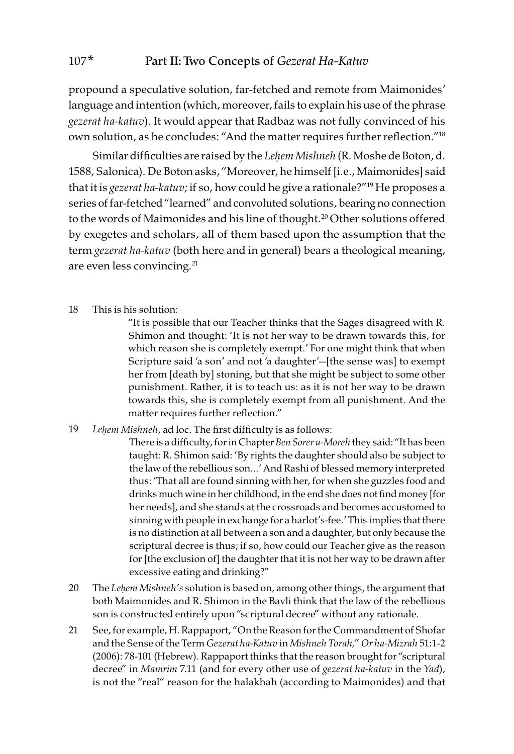propound a speculative solution, far-fetched and remote from Maimonides' language and intention (which, moreover, fails to explain his use of the phrase *gezerat ha-katuv*). It would appear that Radbaz was not fully convinced of his own solution, as he concludes: "And the matter requires further reflection."[18]

Similar difficulties are raised by the *Leḥem Mishneh* (R. Moshe de Boton, d. 1588, Salonica). De Boton asks, "Moreover, he himself [i.e., Maimonides] said that it is *gezerat ha-katuv;* if so, how could he give a rationale?"[19] He proposes a series of far-fetched "learned" and convoluted solutions, bearing no connection to the words of Maimonides and his line of thought.[20] Other solutions offered by exegetes and scholars, all of them based upon the assumption that the term *gezerat ha-katuv* (both here and in general) bears a theological meaning, are even less convincing.[21]

18 This is his solution:

> "It is possible that our Teacher thinks that the Sages disagreed with R. Shimon and thought: 'It is not her way to be drawn towards this, for which reason she is completely exempt.' For one might think that when Scripture said 'a son' and not 'a daughter'—[the sense was] to exempt her from [death by] stoning, but that she might be subject to some other punishment. Rather, it is to teach us: as it is not her way to be drawn towards this, she is completely exempt from all punishment. And the matter requires further reflection."

19 *Leḥem Mishneh*, ad loc. The first difficulty is as follows:

> There is a difficulty, for in Chapter *Ben Sorer u-Moreh* they said: "It has been taught: R. Shimon said: 'By rights the daughter should also be subject to the law of the rebellious son...' And Rashi of blessed memory interpreted thus: 'That all are found sinning with her, for when she guzzles food and drinks much wine in her childhood, in the end she does not find money [for her needs], and she stands at the crossroads and becomes accustomed to sinning with people in exchange for a harlot's-fee.' This implies that there is no distinction at all between a son and a daughter, but only because the scriptural decree is thus; if so, how could our Teacher give as the reason for [the exclusion of] the daughter that it is not her way to be drawn after excessive eating and drinking?"

20 The *Leḥem Mishneh's* solution is based on, among other things, the argument that both Maimonides and R. Shimon in the Bavli think that the law of the rebellious son is constructed entirely upon "scriptural decree" without any rationale.

21 See, for example, H. Rappaport, "On the Reason for the Commandment of Shofar and the Sense of the Term *Gezerat ha-Katuv* in *Mishneh Torah*," *Or ha-Mizrah* 51:1-2 (2006): 78-101 (Hebrew). Rappaport thinks that the reason brought for "scriptural decree" in *Mamrim* 7.11 (and for every other use of *gezerat ha-katuv* in the *Yad*), is not the "real" reason for the halakhah (according to Maimonides) and that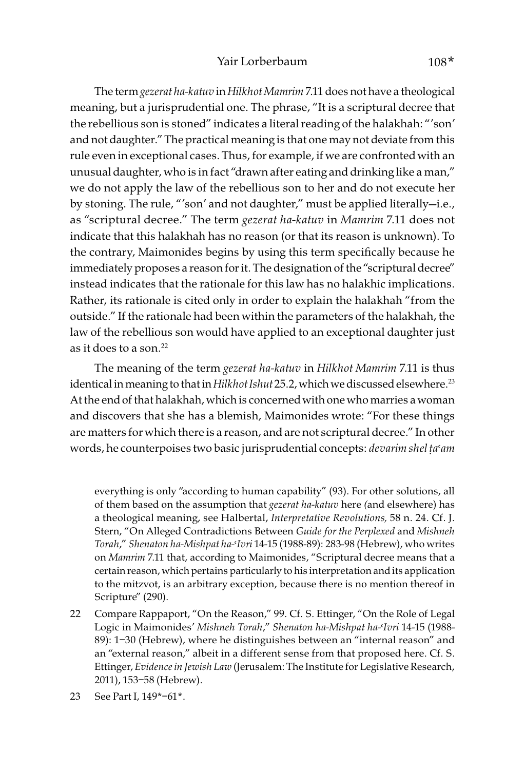The term *gezerat ha-katuv* in *Hilkhot Mamrim* 7.11 does not have a theological meaning, but a jurisprudential one. The phrase, "It is a scriptural decree that the rebellious son is stoned" indicates a literal reading of the halakhah: "'son' and not daughter." The practical meaning is that one may not deviate from this rule even in exceptional cases. Thus, for example, if we are confronted with an unusual daughter, who is in fact "drawn after eating and drinking like a man," we do not apply the law of the rebellious son to her and do not execute her by stoning. The rule, "'son' and not daughter," must be applied literally—i.e., as "scriptural decree." The term *gezerat ha-katuv* in *Mamrim* 7.11 does not indicate that this halakhah has no reason (or that its reason is unknown). To the contrary, Maimonides begins by using this term specifically because he immediately proposes a reason for it. The designation of the "scriptural decree" instead indicates that the rationale for this law has no halakhic implications. Rather, its rationale is cited only in order to explain the halakhah "from the outside." If the rationale had been within the parameters of the halakhah, the law of the rebellious son would have applied to an exceptional daughter just as it does to a son.[22]

The meaning of the term *gezerat ha-katuv* in *Hilkhot Mamrim* 7.11 is thus identical in meaning to that in *Hilkhot Ishut* 25.2, which we discussed elsewhere.[23] At the end of that halakhah, which is concerned with one who marries a woman and discovers that she has a blemish, Maimonides wrote: "For these things are matters for which there is a reason, and are not scriptural decree." In other words, he counterpoises two basic jurisprudential concepts: *devarim shel ṭaʿam*

everything is only "according to human capability" (93). For other solutions, all of them based on the assumption that *gezerat ha-katuv* here (and elsewhere) has a theological meaning, see Halbertal, *Interpretative Revolutions,* 58 n. 24. Cf. J. Stern, "On Alleged Contradictions Between *Guide for the Perplexed* and *Mishneh Torah*," *Shenaton ha-Mishpat ha-ʿIvri* 14-15 (1988-89): 283-98 (Hebrew), who writes on *Mamrim* 7.11 that, according to Maimonides, "Scriptural decree means that a certain reason, which pertains particularly to his interpretation and its application to the mitzvot, is an arbitrary exception, because there is no mention thereof in Scripture" (290).

22 Compare Rappaport, "On the Reason," 99. Cf. S. Ettinger, "On the Role of Legal Logic in Maimonides' *Mishneh Torah*," *Shenaton ha-Mishpat ha-ʿIvri* 14-15 (1988-89): 1–30 (Hebrew), where he distinguishes between an "internal reason" and an "external reason," albeit in a different sense from that proposed here. Cf. S. Ettinger, *Evidence in Jewish Law* (Jerusalem: The Institute for Legislative Research, 2011), 153–58 (Hebrew).

23 See Part I, 149*–61*.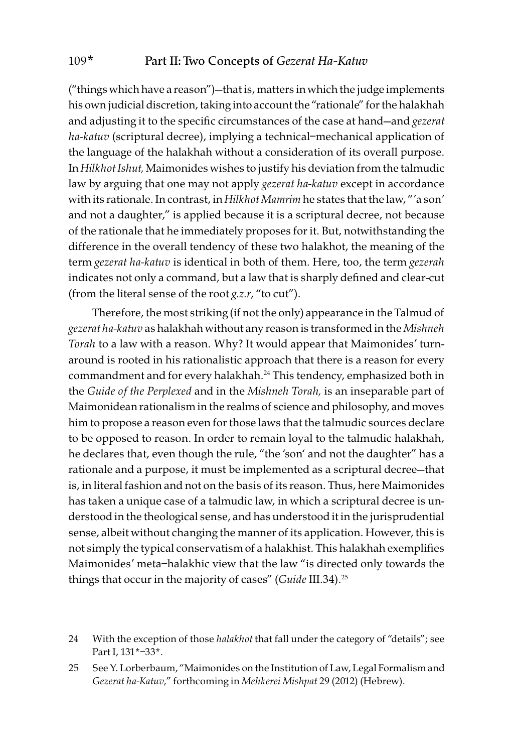("things which have a reason")—that is, matters in which the judge implements his own judicial discretion, taking into account the "rationale" for the halakhah and adjusting it to the specific circumstances of the case at hand—and *gezerat ha-katuv* (scriptural decree), implying a technical–mechanical application of the language of the halakhah without a consideration of its overall purpose. In *Hilkhot Ishut,* Maimonides wishes to justify his deviation from the talmudic law by arguing that one may not apply *gezerat ha-katuv* except in accordance with its rationale. In contrast, in *Hilkhot Mamrim* he states that the law, "'a son' and not a daughter," is applied because it is a scriptural decree, not because of the rationale that he immediately proposes for it. But, notwithstanding the difference in the overall tendency of these two halakhot, the meaning of the term *gezerat ha-katuv* is identical in both of them. Here, too, the term *gezerah* indicates not only a command, but a law that is sharply defined and clear-cut (from the literal sense of the root *g.z.r*, "to cut").

Therefore, the most striking (if not the only) appearance in the Talmud of *gezerat ha-katuv* as halakhah without any reason is transformed in the *Mishneh Torah* to a law with a reason. Why? It would appear that Maimonides' turnaround is rooted in his rationalistic approach that there is a reason for every commandment and for every halakhah.[24] This tendency, emphasized both in the *Guide of the Perplexed* and in the *Mishneh Torah,* is an inseparable part of Maimonidean rationalism in the realms of science and philosophy, and moves him to propose a reason even for those laws that the talmudic sources declare to be opposed to reason. In order to remain loyal to the talmudic halakhah, he declares that, even though the rule, "the 'son' and not the daughter" has a rationale and a purpose, it must be implemented as a scriptural decree—that is, in literal fashion and not on the basis of its reason. Thus, here Maimonides has taken a unique case of a talmudic law, in which a scriptural decree is understood in the theological sense, and has understood it in the jurisprudential sense, albeit without changing the manner of its application. However, this is not simply the typical conservatism of a halakhist. This halakhah exemplifies Maimonides' meta–halakhic view that the law "is directed only towards the things that occur in the majority of cases" (*Guide* III.34).[25]

---

24 With the exception of those *halakhot* that fall under the category of "details"; see Part I, 131*–33*.

25 See Y. Lorberbaum, "Maimonides on the Institution of Law, Legal Formalism and *Gezerat ha-Katuv,*" forthcoming in *Mehkerei Mishpat* 29 (2012) (Hebrew).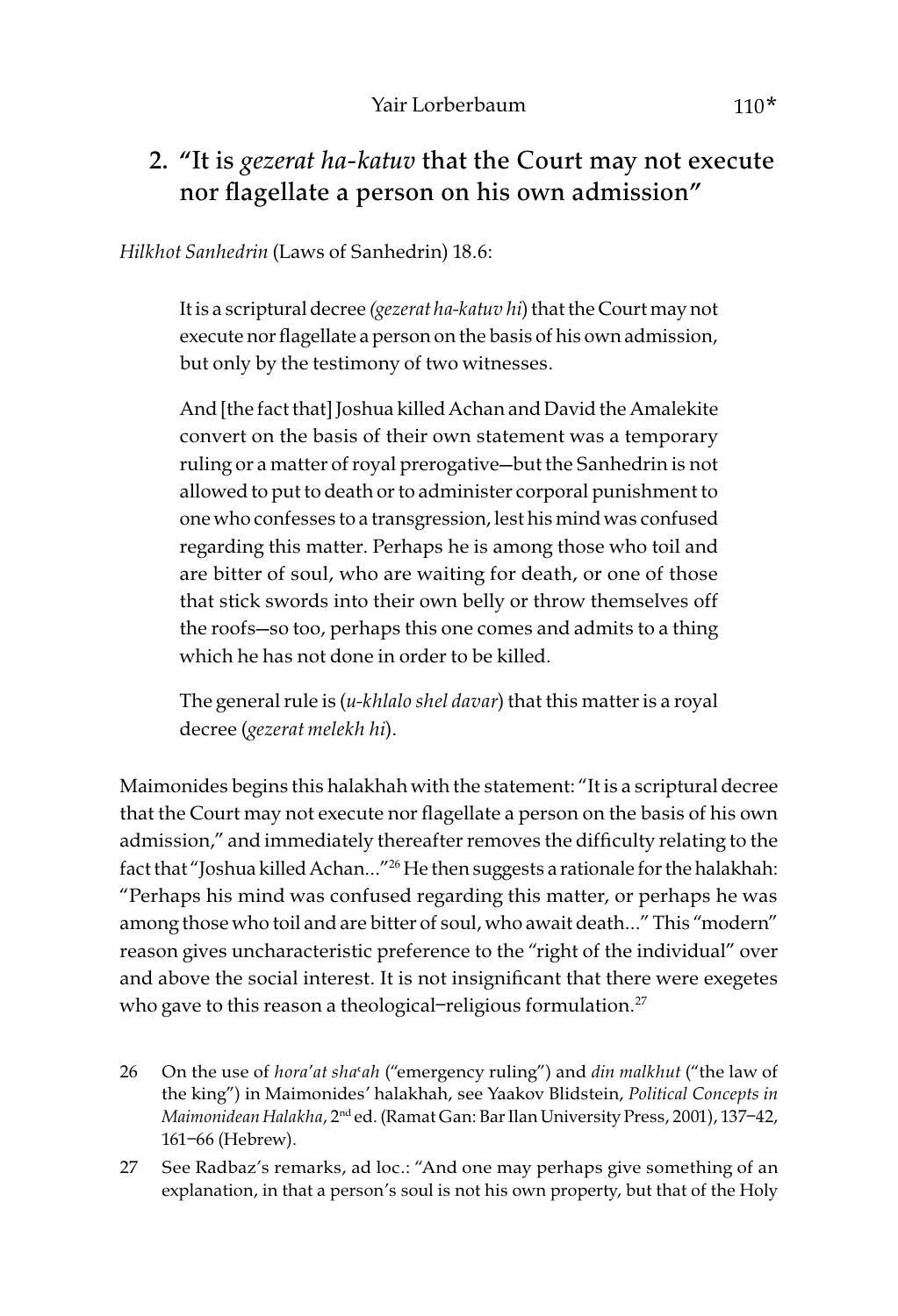## 2. "It is *gezerat ha-katuv* that the Court may not execute nor flagellate a person on his own admission"

*Hilkhot Sanhedrin* (Laws of Sanhedrin) 18.6:

> It is a scriptural decree *(gezerat ha-katuv hi)* that the Court may not execute nor flagellate a person on the basis of his own admission, but only by the testimony of two witnesses.
>
> And [the fact that] Joshua killed Achan and David the Amalekite convert on the basis of their own statement was a temporary ruling or a matter of royal prerogative—but the Sanhedrin is not allowed to put to death or to administer corporal punishment to one who confesses to a transgression, lest his mind was confused regarding this matter. Perhaps he is among those who toil and are bitter of soul, who are waiting for death, or one of those that stick swords into their own belly or throw themselves off the roofs—so too, perhaps this one comes and admits to a thing which he has not done in order to be killed.
>
> The general rule is (*u-khlalo shel davar*) that this matter is a royal decree (*gezerat melekh hi*).

Maimonides begins this halakhah with the statement: "It is a scriptural decree that the Court may not execute nor flagellate a person on the basis of his own admission," and immediately thereafter removes the difficulty relating to the fact that "Joshua killed Achan..."[26] He then suggests a rationale for the halakhah: "Perhaps his mind was confused regarding this matter, or perhaps he was among those who toil and are bitter of soul, who await death..." This "modern" reason gives uncharacteristic preference to the "right of the individual" over and above the social interest. It is not insignificant that there were exegetes who gave to this reason a theological–religious formulation.[27]

26 On the use of *hora'at shaʿah* ("emergency ruling") and *din malkhut* ("the law of the king") in Maimonides' halakhah, see Yaakov Blidstein, *Political Concepts in Maimonidean Halakha*, 2nd ed. (Ramat Gan: Bar Ilan University Press, 2001), 137–42, 161–66 (Hebrew).

27 See Radbaz's remarks, ad loc.: "And one may perhaps give something of an explanation, in that a person's soul is not his own property, but that of the Holy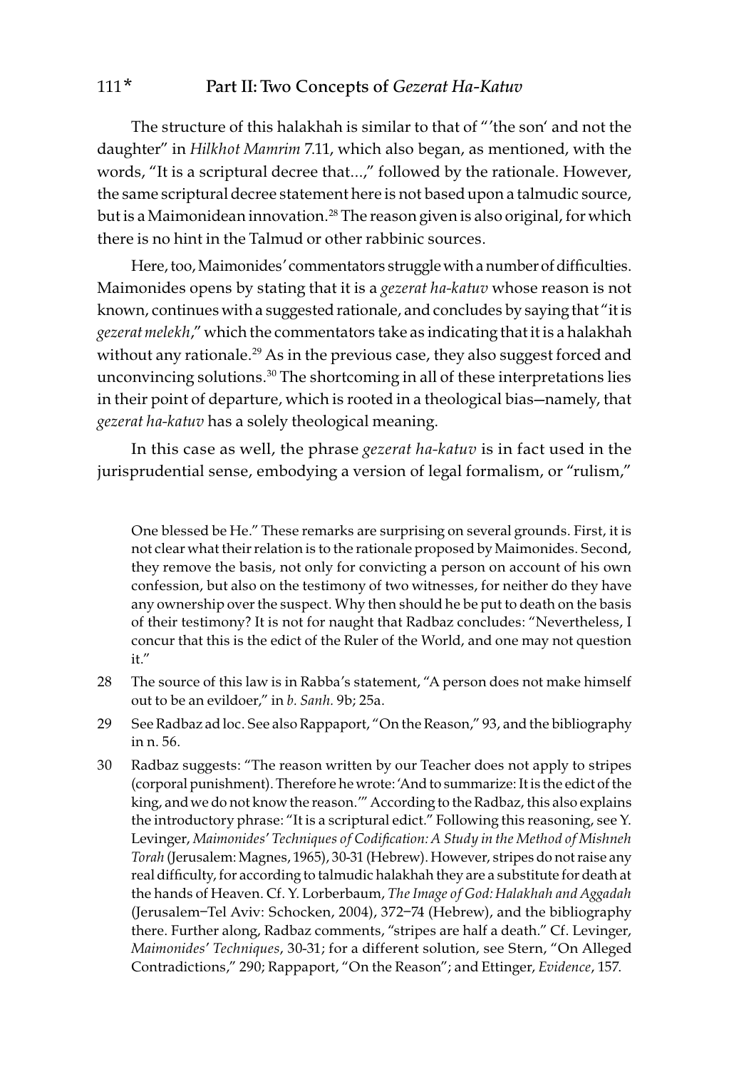The structure of this halakhah is similar to that of "'the son' and not the daughter" in *Hilkhot Mamrim* 7.11, which also began, as mentioned, with the words, "It is a scriptural decree that...," followed by the rationale. However, the same scriptural decree statement here is not based upon a talmudic source, but is a Maimonidean innovation.[28] The reason given is also original, for which there is no hint in the Talmud or other rabbinic sources.

Here, too, Maimonides' commentators struggle with a number of difficulties. Maimonides opens by stating that it is a *gezerat ha-katuv* whose reason is not known, continues with a suggested rationale, and concludes by saying that "it is *gezerat melekh*," which the commentators take as indicating that it is a halakhah without any rationale.[29] As in the previous case, they also suggest forced and unconvincing solutions.[30] The shortcoming in all of these interpretations lies in their point of departure, which is rooted in a theological bias—namely, that *gezerat ha-katuv* has a solely theological meaning.

In this case as well, the phrase *gezerat ha-katuv* is in fact used in the jurisprudential sense, embodying a version of legal formalism, or "rulism,"

One blessed be He." These remarks are surprising on several grounds. First, it is not clear what their relation is to the rationale proposed by Maimonides. Second, they remove the basis, not only for convicting a person on account of his own confession, but also on the testimony of two witnesses, for neither do they have any ownership over the suspect. Why then should he be put to death on the basis of their testimony? It is not for naught that Radbaz concludes: "Nevertheless, I concur that this is the edict of the Ruler of the World, and one may not question it."

28 The source of this law is in Rabba's statement, "A person does not make himself out to be an evildoer," in *b. Sanh.* 9b; 25a.

29 See Radbaz ad loc. See also Rappaport, "On the Reason," 93, and the bibliography in n. 56.

30 Radbaz suggests: "The reason written by our Teacher does not apply to stripes (corporal punishment). Therefore he wrote: 'And to summarize: It is the edict of the king, and we do not know the reason.'" According to the Radbaz, this also explains the introductory phrase: "It is a scriptural edict." Following this reasoning, see Y. Levinger, *Maimonides' Techniques of Codification: A Study in the Method of Mishneh Torah* (Jerusalem: Magnes, 1965), 30-31 (Hebrew). However, stripes do not raise any real difficulty, for according to talmudic halakhah they are a substitute for death at the hands of Heaven. Cf. Y. Lorberbaum, *The Image of God: Halakhah and Aggadah* (Jerusalem–Tel Aviv: Schocken, 2004), 372–74 (Hebrew), and the bibliography there. Further along, Radbaz comments, "stripes are half a death." Cf. Levinger, *Maimonides' Techniques*, 30-31; for a different solution, see Stern, "On Alleged Contradictions," 290; Rappaport, "On the Reason"; and Ettinger, *Evidence*, 157.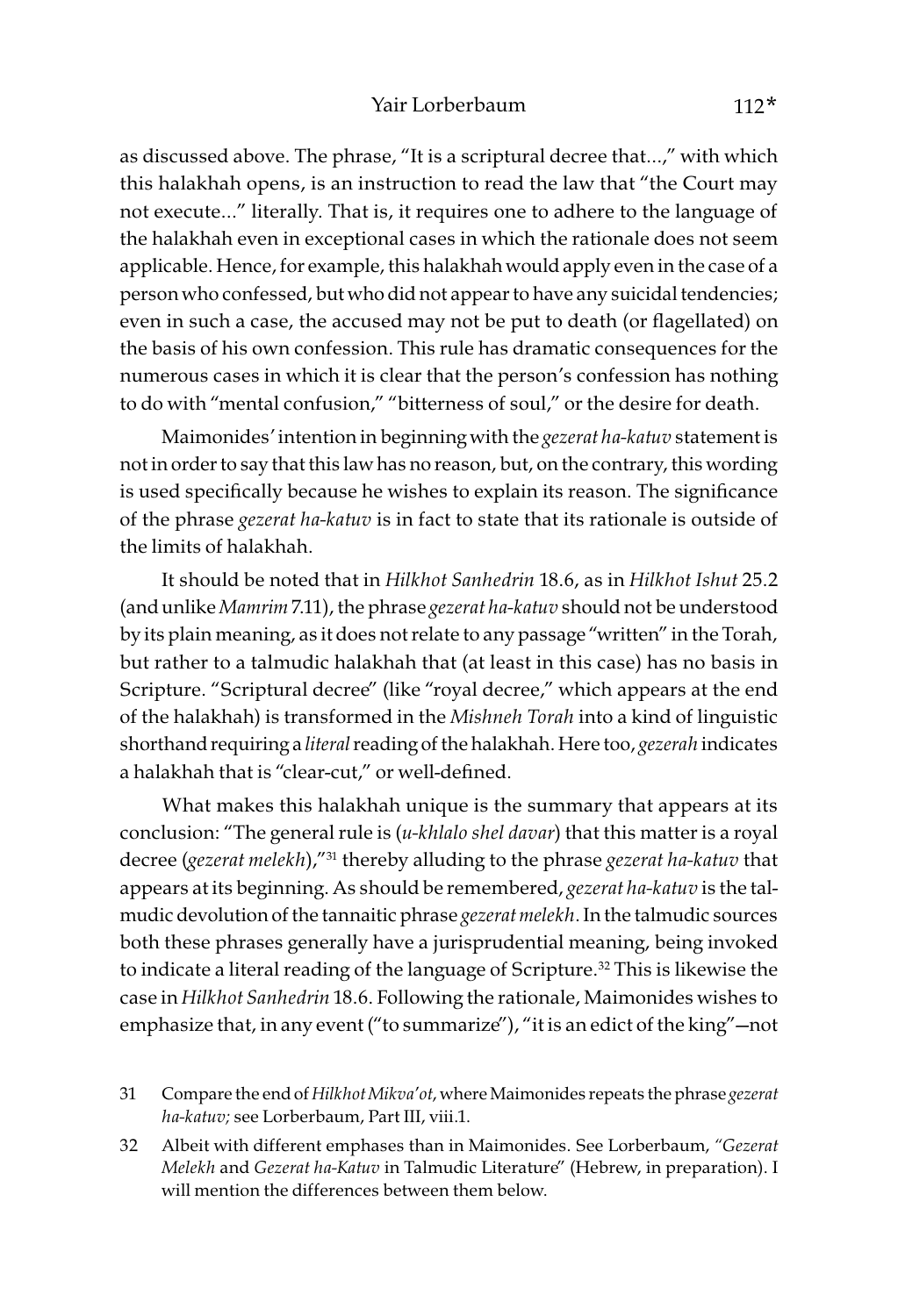as discussed above. The phrase, "It is a scriptural decree that...," with which this halakhah opens, is an instruction to read the law that "the Court may not execute..." literally. That is, it requires one to adhere to the language of the halakhah even in exceptional cases in which the rationale does not seem applicable. Hence, for example, this halakhah would apply even in the case of a person who confessed, but who did not appear to have any suicidal tendencies; even in such a case, the accused may not be put to death (or flagellated) on the basis of his own confession. This rule has dramatic consequences for the numerous cases in which it is clear that the person's confession has nothing to do with "mental confusion," "bitterness of soul," or the desire for death.

Maimonides' intention in beginning with the *gezerat ha-katuv* statement is not in order to say that this law has no reason, but, on the contrary, this wording is used specifically because he wishes to explain its reason. The significance of the phrase *gezerat ha-katuv* is in fact to state that its rationale is outside of the limits of halakhah.

It should be noted that in *Hilkhot Sanhedrin* 18.6, as in *Hilkhot Ishut* 25.2 (and unlike *Mamrim* 7.11), the phrase *gezerat ha-katuv* should not be understood by its plain meaning, as it does not relate to any passage "written" in the Torah, but rather to a talmudic halakhah that (at least in this case) has no basis in Scripture. "Scriptural decree" (like "royal decree," which appears at the end of the halakhah) is transformed in the *Mishneh Torah* into a kind of linguistic shorthand requiring a *literal* reading of the halakhah. Here too, *gezerah* indicates a halakhah that is "clear-cut," or well-defined.

What makes this halakhah unique is the summary that appears at its conclusion: "The general rule is (*u-khlalo shel davar*) that this matter is a royal decree (*gezerat melekh*),"[31] thereby alluding to the phrase *gezerat ha-katuv* that appears at its beginning. As should be remembered, *gezerat ha-katuv* is the talmudic devolution of the tannaitic phrase *gezerat melekh*. In the talmudic sources both these phrases generally have a jurisprudential meaning, being invoked to indicate a literal reading of the language of Scripture.[32] This is likewise the case in *Hilkhot Sanhedrin* 18.6. Following the rationale, Maimonides wishes to emphasize that, in any event ("to summarize"), "it is an edict of the king"—not

31 Compare the end of *Hilkhot Mikva'ot*, where Maimonides repeats the phrase *gezerat ha-katuv;* see Lorberbaum, Part III, viii.1.

32 Albeit with different emphases than in Maimonides. See Lorberbaum, "*Gezerat Melekh* and *Gezerat ha-Katuv* in Talmudic Literature" (Hebrew, in preparation). I will mention the differences between them below.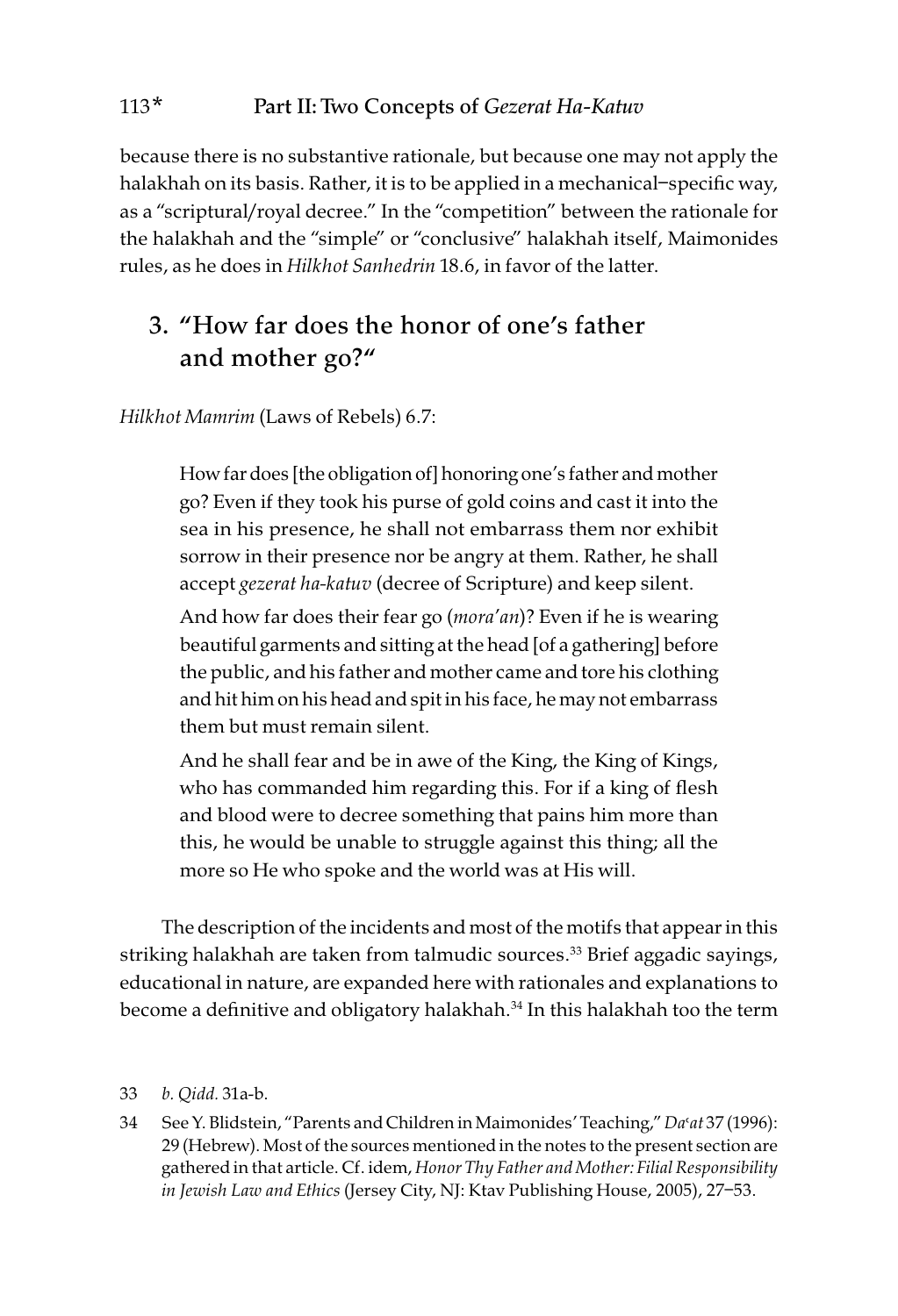because there is no substantive rationale, but because one may not apply the halakhah on its basis. Rather, it is to be applied in a mechanical–specific way, as a "scriptural/royal decree." In the "competition" between the rationale for the halakhah and the "simple" or "conclusive" halakhah itself, Maimonides rules, as he does in *Hilkhot Sanhedrin* 18.6, in favor of the latter.

## 3. "How far does the honor of one's father and mother go?"

*Hilkhot Mamrim* (Laws of Rebels) 6.7:

> How far does [the obligation of] honoring one's father and mother go? Even if they took his purse of gold coins and cast it into the sea in his presence, he shall not embarrass them nor exhibit sorrow in their presence nor be angry at them. Rather, he shall accept *gezerat ha-katuv* (decree of Scripture) and keep silent.
>
> And how far does their fear go (*mora'an*)? Even if he is wearing beautiful garments and sitting at the head [of a gathering] before the public, and his father and mother came and tore his clothing and hit him on his head and spit in his face, he may not embarrass them but must remain silent.
>
> And he shall fear and be in awe of the King, the King of Kings, who has commanded him regarding this. For if a king of flesh and blood were to decree something that pains him more than this, he would be unable to struggle against this thing; all the more so He who spoke and the world was at His will.

The description of the incidents and most of the motifs that appear in this striking halakhah are taken from talmudic sources.[33] Brief aggadic sayings, educational in nature, are expanded here with rationales and explanations to become a definitive and obligatory halakhah.[34] In this halakhah too the term

33 *b. Qidd.* 31a-b.

34 See Y. Blidstein, "Parents and Children in Maimonides' Teaching," *Daʿat* 37 (1996): 29 (Hebrew). Most of the sources mentioned in the notes to the present section are gathered in that article. Cf. idem, *Honor Thy Father and Mother: Filial Responsibility in Jewish Law and Ethics* (Jersey City, NJ: Ktav Publishing House, 2005), 27–53.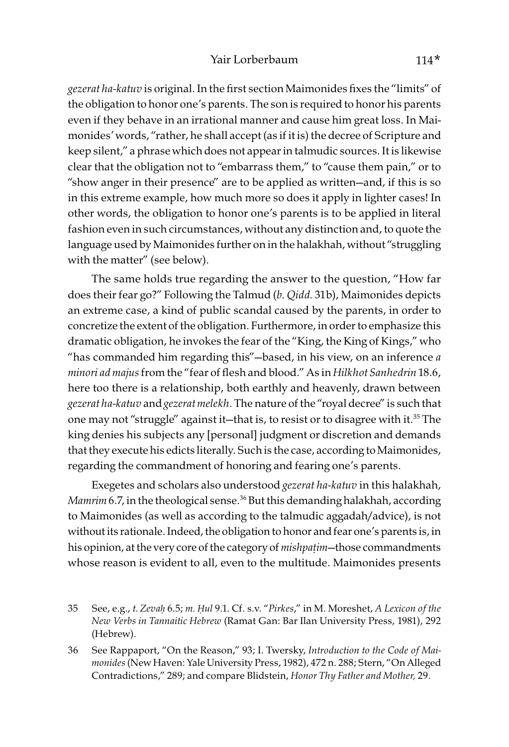*gezerat ha-katuv* is original. In the first section Maimonides fixes the "limits" of the obligation to honor one's parents. The son is required to honor his parents even if they behave in an irrational manner and cause him great loss. In Maimonides' words, "rather, he shall accept (as if it is) the decree of Scripture and keep silent," a phrase which does not appear in talmudic sources. It is likewise clear that the obligation not to "embarrass them," to "cause them pain," or to "show anger in their presence" are to be applied as written—and, if this is so in this extreme example, how much more so does it apply in lighter cases! In other words, the obligation to honor one's parents is to be applied in literal fashion even in such circumstances, without any distinction and, to quote the language used by Maimonides further on in the halakhah, without "struggling with the matter" (see below).

The same holds true regarding the answer to the question, "How far does their fear go?" Following the Talmud (*b. Qidd.* 31b), Maimonides depicts an extreme case, a kind of public scandal caused by the parents, in order to concretize the extent of the obligation. Furthermore, in order to emphasize this dramatic obligation, he invokes the fear of the "King, the King of Kings," who "has commanded him regarding this"—based, in his view, on an inference *a minori ad majus* from the "fear of flesh and blood." As in *Hilkhot Sanhedrin* 18.6, here too there is a relationship, both earthly and heavenly, drawn between *gezerat ha-katuv* and *gezerat melekh*. The nature of the "royal decree" is such that one may not "struggle" against it—that is, to resist or to disagree with it.[35] The king denies his subjects any [personal] judgment or discretion and demands that they execute his edicts literally. Such is the case, according to Maimonides, regarding the commandment of honoring and fearing one's parents.

Exegetes and scholars also understood *gezerat ha-katuv* in this halakhah, *Mamrim* 6.7, in the theological sense.[36] But this demanding halakhah, according to Maimonides (as well as according to the talmudic aggadah/advice), is not without its rationale. Indeed, the obligation to honor and fear one's parents is, in his opinion, at the very core of the category of *mishpaṭim*—those commandments whose reason is evident to all, even to the multitude. Maimonides presents

35 See, e.g., *t. Zevaḥ* 6.5; *m. Ḥul* 9.1. Cf. s.v. "*Pirkes*," in M. Moreshet, *A Lexicon of the New Verbs in Tannaitic Hebrew* (Ramat Gan: Bar Ilan University Press, 1981), 292 (Hebrew).

36 See Rappaport, "On the Reason," 93; I. Twersky, *Introduction to the Code of Maimonides* (New Haven: Yale University Press, 1982), 472 n. 288; Stern, "On Alleged Contradictions," 289; and compare Blidstein, *Honor Thy Father and Mother,* 29.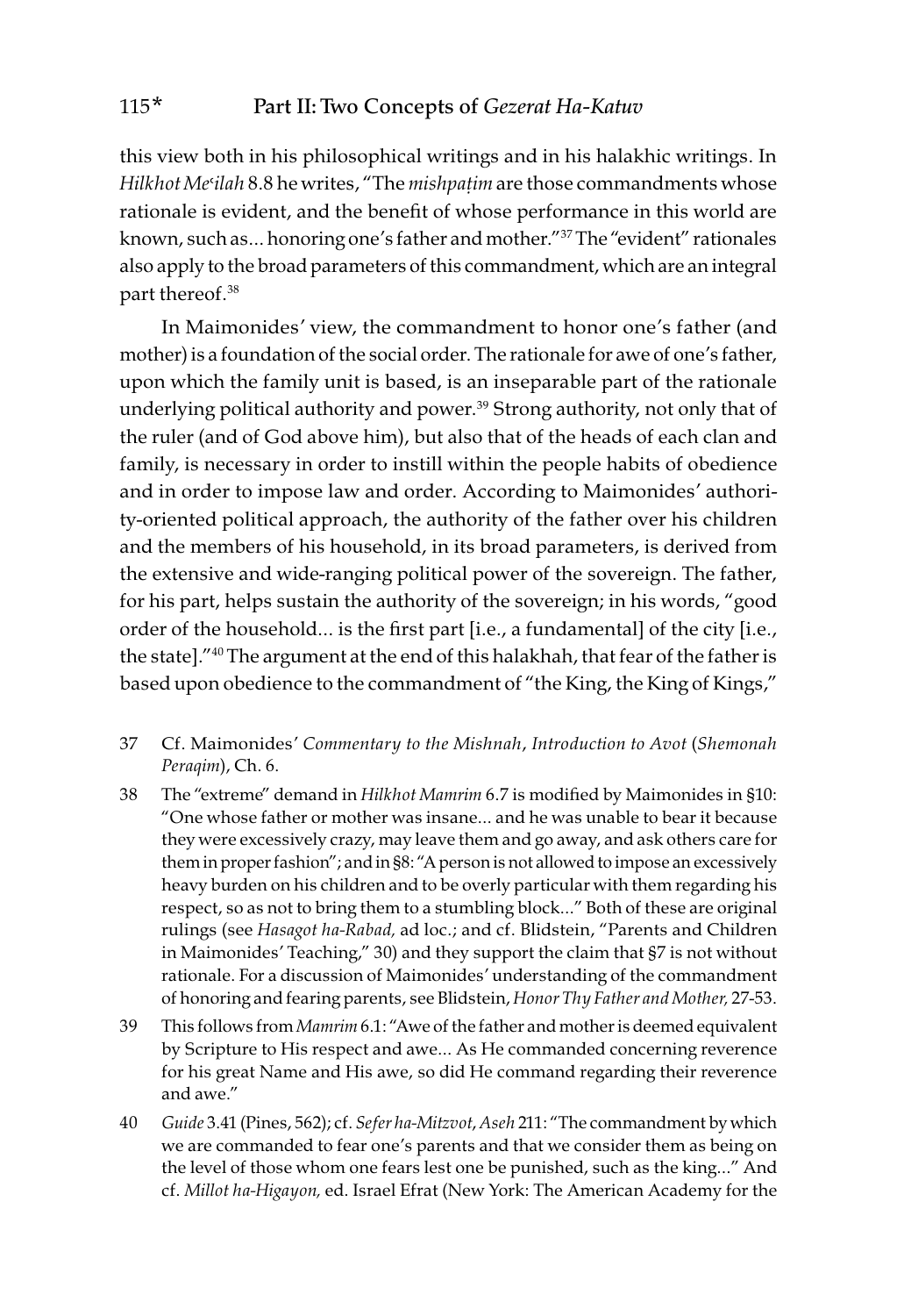this view both in his philosophical writings and in his halakhic writings. In *Hilkhot Me*ʿ*ilah* 8.8 he writes, "The *mishpaṭim* are those commandments whose rationale is evident, and the benefit of whose performance in this world are known, such as... honoring one's father and mother."[37] The "evident" rationales also apply to the broad parameters of this commandment, which are an integral part thereof.[38]

In Maimonides' view, the commandment to honor one's father (and mother) is a foundation of the social order. The rationale for awe of one's father, upon which the family unit is based, is an inseparable part of the rationale underlying political authority and power.[39] Strong authority, not only that of the ruler (and of God above him), but also that of the heads of each clan and family, is necessary in order to instill within the people habits of obedience and in order to impose law and order. According to Maimonides' authority-oriented political approach, the authority of the father over his children and the members of his household, in its broad parameters, is derived from the extensive and wide-ranging political power of the sovereign. The father, for his part, helps sustain the authority of the sovereign; in his words, "good order of the household... is the first part [i.e., a fundamental] of the city [i.e., the state]."[40] The argument at the end of this halakhah, that fear of the father is based upon obedience to the commandment of "the King, the King of Kings,"

37 Cf. Maimonides' *Commentary to the Mishnah*, *Introduction to Avot* (*Shemonah Peraqim*), Ch. 6.

38 The "extreme" demand in *Hilkhot Mamrim* 6.7 is modified by Maimonides in §10: "One whose father or mother was insane... and he was unable to bear it because they were excessively crazy, may leave them and go away, and ask others care for them in proper fashion"; and in §8: "A person is not allowed to impose an excessively heavy burden on his children and to be overly particular with them regarding his respect, so as not to bring them to a stumbling block..." Both of these are original rulings (see *Hasagot ha-Rabad,* ad loc.; and cf. Blidstein, "Parents and Children in Maimonides' Teaching," 30) and they support the claim that §7 is not without rationale. For a discussion of Maimonides' understanding of the commandment of honoring and fearing parents, see Blidstein, *Honor Thy Father and Mother,* 27-53.

39 This follows from *Mamrim* 6.1: "Awe of the father and mother is deemed equivalent by Scripture to His respect and awe... As He commanded concerning reverence for his great Name and His awe, so did He command regarding their reverence and awe."

40 *Guide* 3.41 (Pines, 562); cf. *Sefer ha-Mitzvot*, *Aseh* 211: "The commandment by which we are commanded to fear one's parents and that we consider them as being on the level of those whom one fears lest one be punished, such as the king..." And cf. *Millot ha-Higayon,* ed. Israel Efrat (New York: The American Academy for the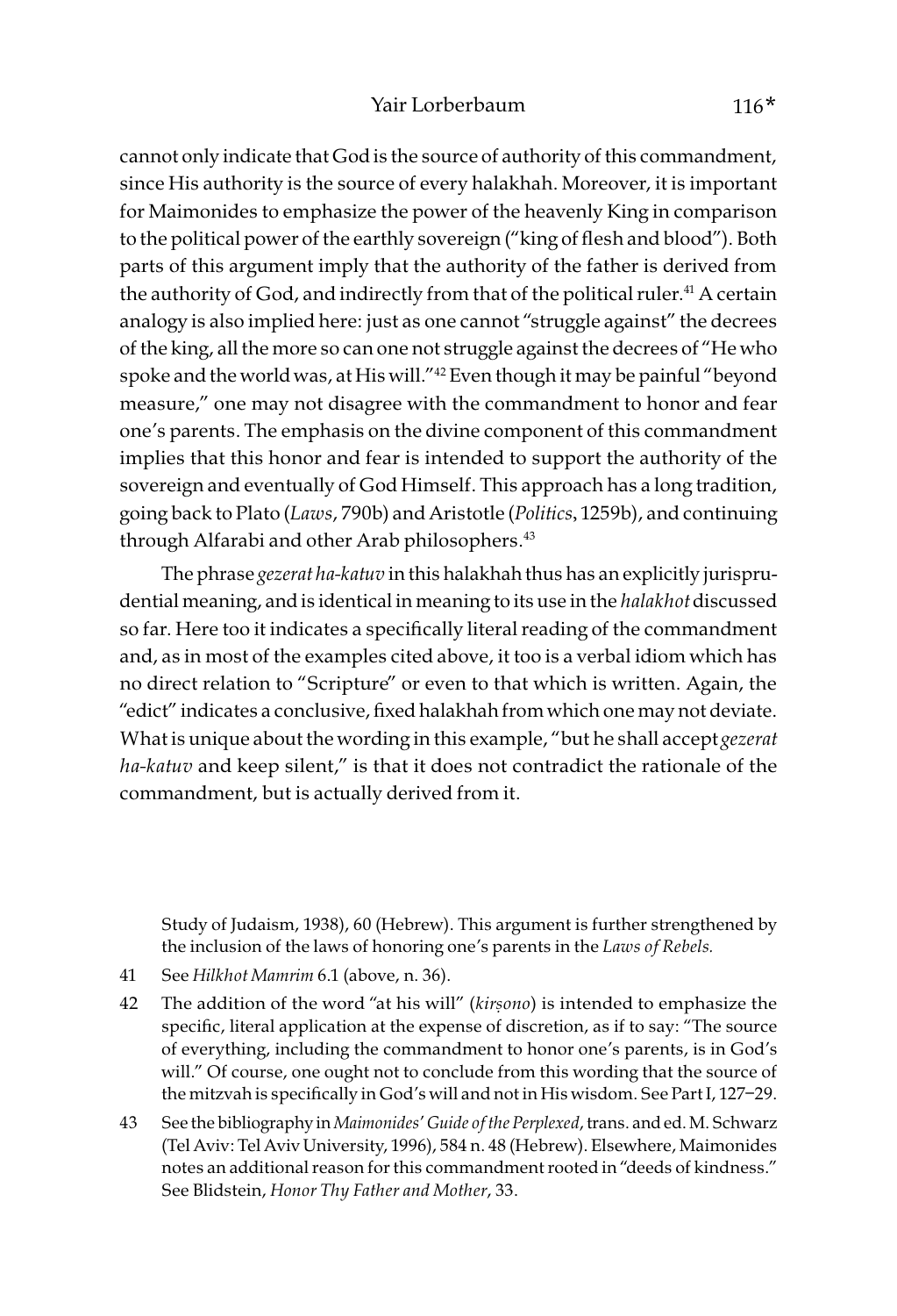cannot only indicate that God is the source of authority of this commandment, since His authority is the source of every halakhah. Moreover, it is important for Maimonides to emphasize the power of the heavenly King in comparison to the political power of the earthly sovereign ("king of flesh and blood"). Both parts of this argument imply that the authority of the father is derived from the authority of God, and indirectly from that of the political ruler.[41] A certain analogy is also implied here: just as one cannot "struggle against" the decrees of the king, all the more so can one not struggle against the decrees of "He who spoke and the world was, at His will."[42] Even though it may be painful "beyond measure," one may not disagree with the commandment to honor and fear one's parents. The emphasis on the divine component of this commandment implies that this honor and fear is intended to support the authority of the sovereign and eventually of God Himself. This approach has a long tradition, going back to Plato (*Laws*, 790b) and Aristotle (*Politics*, 1259b), and continuing through Alfarabi and other Arab philosophers.[43]

The phrase *gezerat ha-katuv* in this halakhah thus has an explicitly jurisprudential meaning, and is identical in meaning to its use in the *halakhot* discussed so far. Here too it indicates a specifically literal reading of the commandment and, as in most of the examples cited above, it too is a verbal idiom which has no direct relation to "Scripture" or even to that which is written. Again, the "edict" indicates a conclusive, fixed halakhah from which one may not deviate. What is unique about the wording in this example, "but he shall accept *gezerat ha-katuv* and keep silent," is that it does not contradict the rationale of the commandment, but is actually derived from it.

---

Study of Judaism, 1938), 60 (Hebrew). This argument is further strengthened by the inclusion of the laws of honoring one's parents in the *Laws of Rebels.*

41 See *Hilkhot Mamrim* 6.1 (above, n. 36).

42 The addition of the word "at his will" (*kirṣono*) is intended to emphasize the specific, literal application at the expense of discretion, as if to say: "The source of everything, including the commandment to honor one's parents, is in God's will." Of course, one ought not to conclude from this wording that the source of the mitzvah is specifically in God's will and not in His wisdom. See Part I, 127–29.

43 See the bibliography in *Maimonides' Guide of the Perplexed*, trans. and ed. M. Schwarz (Tel Aviv: Tel Aviv University, 1996), 584 n. 48 (Hebrew). Elsewhere, Maimonides notes an additional reason for this commandment rooted in "deeds of kindness." See Blidstein, *Honor Thy Father and Mother*, 33.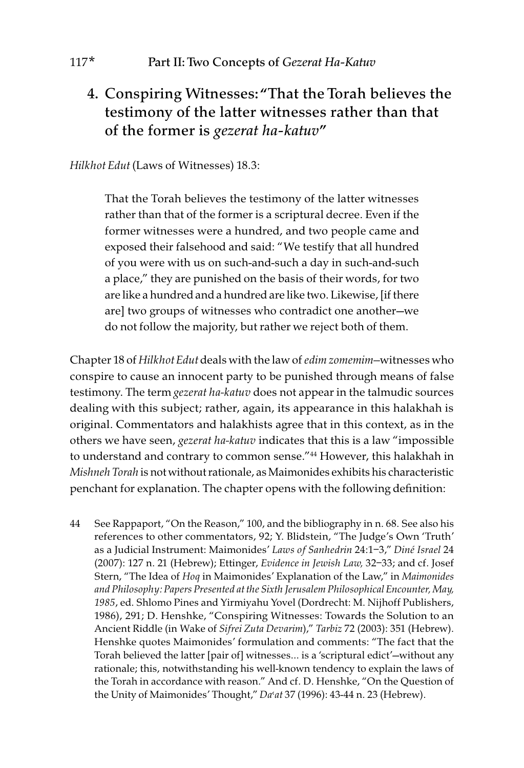## 4. Conspiring Witnesses: "That the Torah believes the testimony of the latter witnesses rather than that of the former is *gezerat ha-katuv*"

*Hilkhot Edut* (Laws of Witnesses) 18.3:

> That the Torah believes the testimony of the latter witnesses rather than that of the former is a scriptural decree. Even if the former witnesses were a hundred, and two people came and exposed their falsehood and said: "We testify that all hundred of you were with us on such-and-such a day in such-and-such a place," they are punished on the basis of their words, for two are like a hundred and a hundred are like two. Likewise, [if there are] two groups of witnesses who contradict one another—we do not follow the majority, but rather we reject both of them.

Chapter 18 of *Hilkhot Edut* deals with the law of *edim zomemim*—witnesses who conspire to cause an innocent party to be punished through means of false testimony. The term *gezerat ha-katuv* does not appear in the talmudic sources dealing with this subject; rather, again, its appearance in this halakhah is original. Commentators and halakhists agree that in this context, as in the others we have seen, *gezerat ha-katuv* indicates that this is a law "impossible to understand and contrary to common sense."[44] However, this halakhah in *Mishneh Torah* is not without rationale, as Maimonides exhibits his characteristic penchant for explanation. The chapter opens with the following definition:

44 See Rappaport, "On the Reason," 100, and the bibliography in n. 68. See also his references to other commentators, 92; Y. Blidstein, "The Judge's Own 'Truth' as a Judicial Instrument: Maimonides' *Laws of Sanhedrin* 24:1–3," *Diné Israel* 24 (2007): 127 n. 21 (Hebrew); Ettinger, *Evidence in Jewish Law,* 32–33; and cf. Josef Stern, "The Idea of *Hoq* in Maimonides' Explanation of the Law," in *Maimonides and Philosophy: Papers Presented at the Sixth Jerusalem Philosophical Encounter, May, 1985*, ed. Shlomo Pines and Yirmiyahu Yovel (Dordrecht: M. Nijhoff Publishers, 1986), 291; D. Henshke, "Conspiring Witnesses: Towards the Solution to an Ancient Riddle (in Wake of *Sifrei Zuta Devarim*)," *Tarbiz* 72 (2003): 351 (Hebrew). Henshke quotes Maimonides' formulation and comments: "The fact that the Torah believed the latter [pair of] witnesses... is a 'scriptural edict'—without any rationale; this, notwithstanding his well-known tendency to explain the laws of the Torah in accordance with reason." And cf. D. Henshke, "On the Question of the Unity of Maimonides' Thought," *Da'at* 37 (1996): 43-44 n. 23 (Hebrew).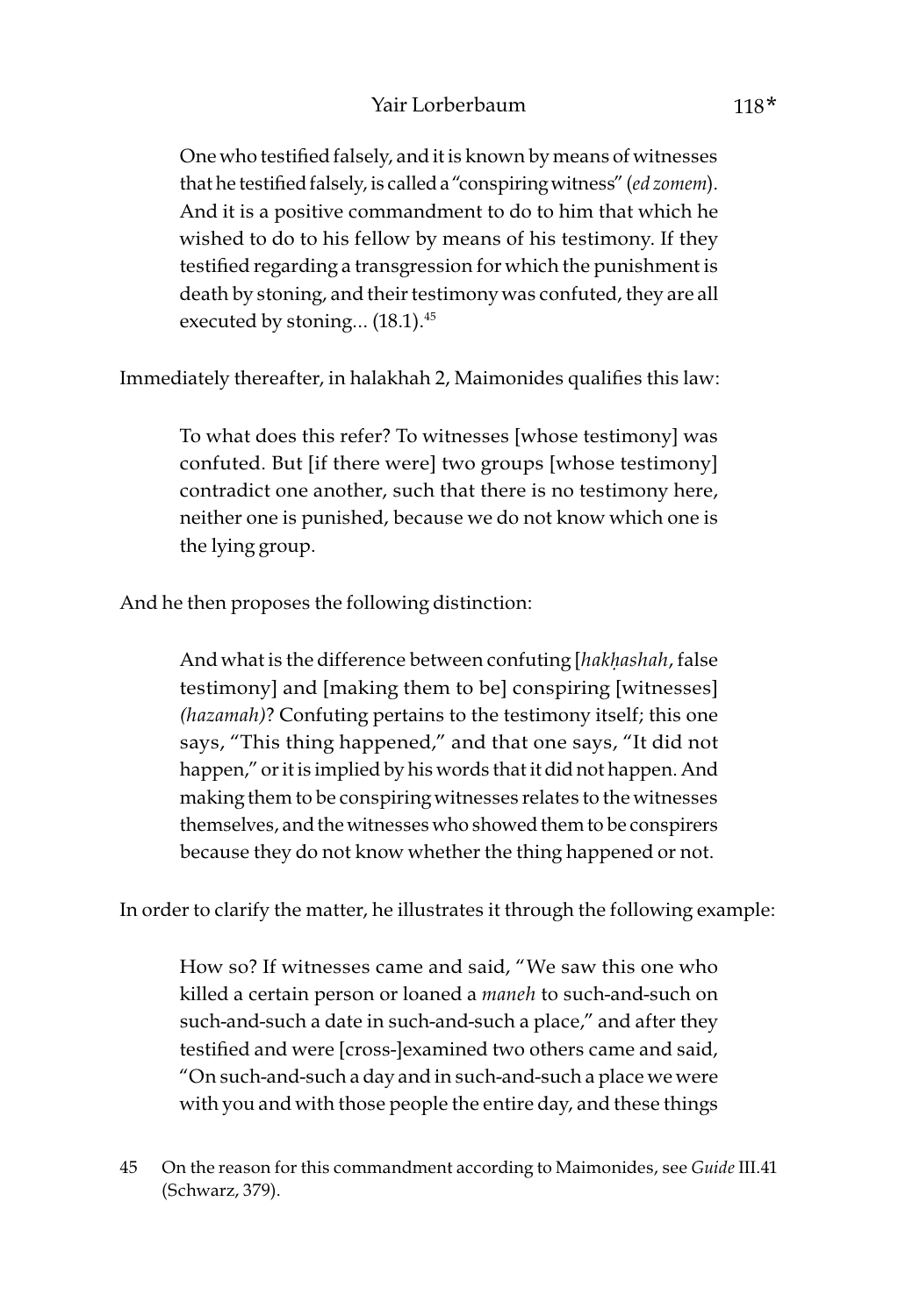> One who testified falsely, and it is known by means of witnesses that he testified falsely, is called a "conspiring witness" (*ed zomem*). And it is a positive commandment to do to him that which he wished to do to his fellow by means of his testimony. If they testified regarding a transgression for which the punishment is death by stoning, and their testimony was confuted, they are all executed by stoning... (18.1).[45]

Immediately thereafter, in halakhah 2, Maimonides qualifies this law:

> To what does this refer? To witnesses [whose testimony] was confuted. But [if there were] two groups [whose testimony] contradict one another, such that there is no testimony here, neither one is punished, because we do not know which one is the lying group.

And he then proposes the following distinction:

> And what is the difference between confuting [*hakḥashah*, false testimony] and [making them to be] conspiring [witnesses] *(hazamah)*? Confuting pertains to the testimony itself; this one says, "This thing happened," and that one says, "It did not happen," or it is implied by his words that it did not happen. And making them to be conspiring witnesses relates to the witnesses themselves, and the witnesses who showed them to be conspirers because they do not know whether the thing happened or not.

In order to clarify the matter, he illustrates it through the following example:

> How so? If witnesses came and said, "We saw this one who killed a certain person or loaned a *maneh* to such-and-such on such-and-such a date in such-and-such a place," and after they testified and were [cross-]examined two others came and said, "On such-and-such a day and in such-and-such a place we were with you and with those people the entire day, and these things

45 On the reason for this commandment according to Maimonides, see *Guide* III.41 (Schwarz, 379).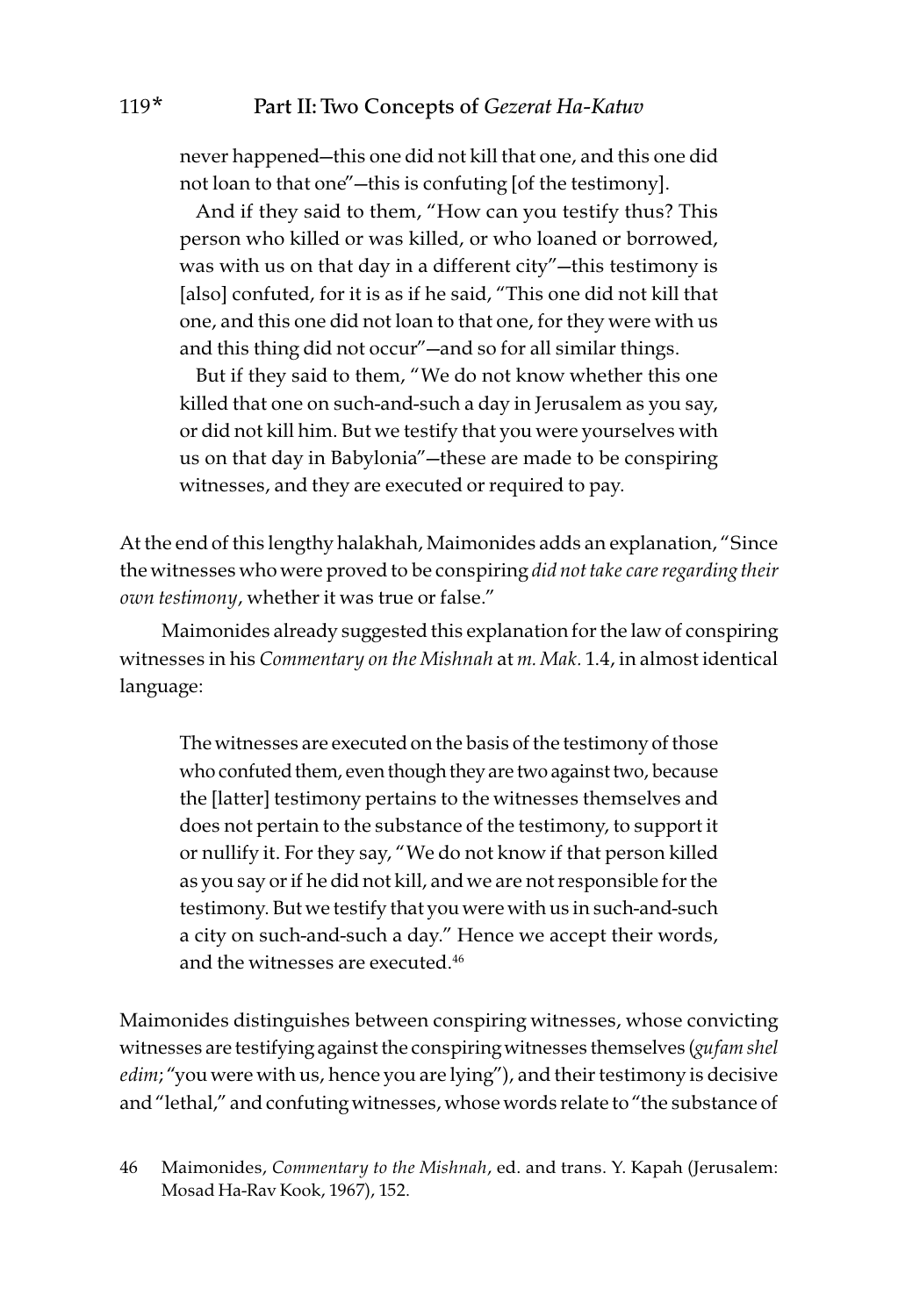> never happened—this one did not kill that one, and this one did not loan to that one"—this is confuting [of the testimony].
>
> And if they said to them, "How can you testify thus? This person who killed or was killed, or who loaned or borrowed, was with us on that day in a different city"—this testimony is [also] confuted, for it is as if he said, "This one did not kill that one, and this one did not loan to that one, for they were with us and this thing did not occur"—and so for all similar things.
>
> But if they said to them, "We do not know whether this one killed that one on such-and-such a day in Jerusalem as you say, or did not kill him. But we testify that you were yourselves with us on that day in Babylonia"—these are made to be conspiring witnesses, and they are executed or required to pay.

At the end of this lengthy halakhah, Maimonides adds an explanation, "Since the witnesses who were proved to be conspiring *did not take care regarding their own testimony*, whether it was true or false."

Maimonides already suggested this explanation for the law of conspiring witnesses in his *Commentary on the Mishnah* at *m. Mak.* 1.4, in almost identical language:

> The witnesses are executed on the basis of the testimony of those who confuted them, even though they are two against two, because the [latter] testimony pertains to the witnesses themselves and does not pertain to the substance of the testimony, to support it or nullify it. For they say, "We do not know if that person killed as you say or if he did not kill, and we are not responsible for the testimony. But we testify that you were with us in such-and-such a city on such-and-such a day." Hence we accept their words, and the witnesses are executed.[46]

Maimonides distinguishes between conspiring witnesses, whose convicting witnesses are testifying against the conspiring witnesses themselves (*gufam shel edim*; "you were with us, hence you are lying"), and their testimony is decisive and "lethal," and confuting witnesses, whose words relate to "the substance of

46 Maimonides, *Commentary to the Mishnah*, ed. and trans. Y. Kapah (Jerusalem: Mosad Ha-Rav Kook, 1967), 152.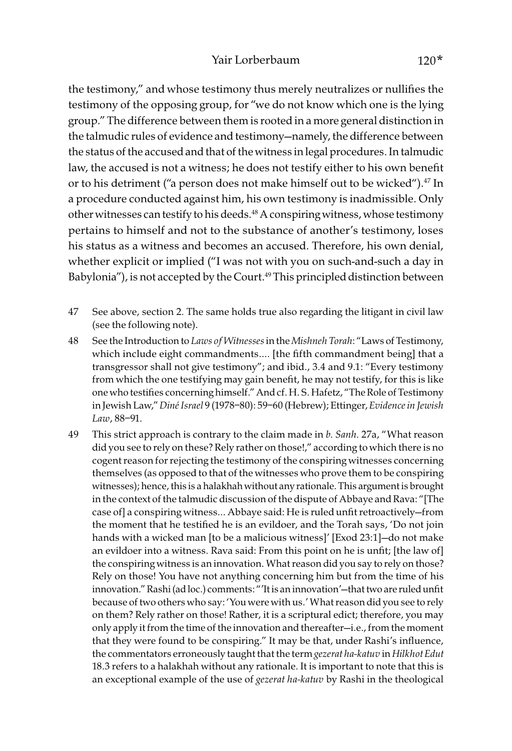the testimony," and whose testimony thus merely neutralizes or nullifies the testimony of the opposing group, for "we do not know which one is the lying group." The difference between them is rooted in a more general distinction in the talmudic rules of evidence and testimony—namely, the difference between the status of the accused and that of the witness in legal procedures. In talmudic law, the accused is not a witness; he does not testify either to his own benefit or to his detriment ("a person does not make himself out to be wicked").[47] In a procedure conducted against him, his own testimony is inadmissible. Only other witnesses can testify to his deeds.[48] A conspiring witness, whose testimony pertains to himself and not to the substance of another's testimony, loses his status as a witness and becomes an accused. Therefore, his own denial, whether explicit or implied ("I was not with you on such-and-such a day in Babylonia"), is not accepted by the Court.[49] This principled distinction between

47 See above, section 2. The same holds true also regarding the litigant in civil law (see the following note).

48 See the Introduction to *Laws of Witnesses* in the *Mishneh Torah*: "Laws of Testimony, which include eight commandments.... [the fifth commandment being] that a transgressor shall not give testimony"; and ibid., 3.4 and 9.1: "Every testimony from which the one testifying may gain benefit, he may not testify, for this is like one who testifies concerning himself." And cf. H. S. Hafetz, "The Role of Testimony in Jewish Law," *Diné Israel* 9 (1978–80): 59–60 (Hebrew); Ettinger, *Evidence in Jewish Law*, 88–91.

49 This strict approach is contrary to the claim made in *b. Sanh.* 27a, "What reason did you see to rely on these? Rely rather on those!," according to which there is no cogent reason for rejecting the testimony of the conspiring witnesses concerning themselves (as opposed to that of the witnesses who prove them to be conspiring witnesses); hence, this is a halakhah without any rationale. This argument is brought in the context of the talmudic discussion of the dispute of Abbaye and Rava: "[The case of] a conspiring witness... Abbaye said: He is ruled unfit retroactively—from the moment that he testified he is an evildoer, and the Torah says, 'Do not join hands with a wicked man [to be a malicious witness]' [Exod 23:1]—do not make an evildoer into a witness. Rava said: From this point on he is unfit; [the law of] the conspiring witness is an innovation. What reason did you say to rely on those? Rely on those! You have not anything concerning him but from the time of his innovation." Rashi (ad loc.) comments: "'It is an innovation'—that two are ruled unfit because of two others who say: 'You were with us.' What reason did you see to rely on them? Rely rather on those! Rather, it is a scriptural edict; therefore, you may only apply it from the time of the innovation and thereafter—i.e., from the moment that they were found to be conspiring." It may be that, under Rashi's influence, the commentators erroneously taught that the term *gezerat ha-katuv* in *Hilkhot Edut* 18.3 refers to a halakhah without any rationale. It is important to note that this is an exceptional example of the use of *gezerat ha-katuv* by Rashi in the theological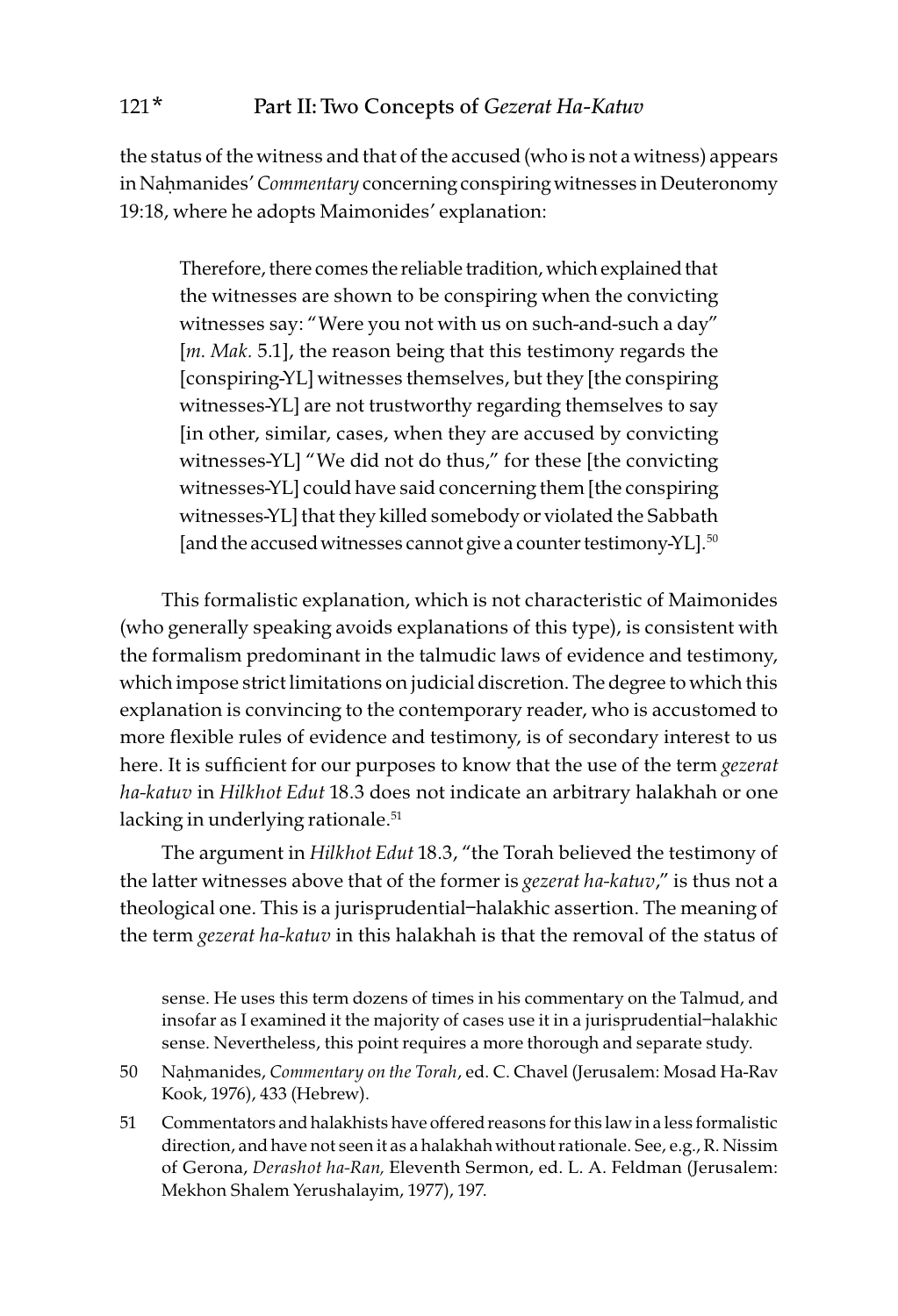the status of the witness and that of the accused (who is not a witness) appears in Naḥmanides' *Commentary* concerning conspiring witnesses in Deuteronomy 19:18, where he adopts Maimonides' explanation:

> Therefore, there comes the reliable tradition, which explained that the witnesses are shown to be conspiring when the convicting witnesses say: "Were you not with us on such-and-such a day" [*m. Mak.* 5.1], the reason being that this testimony regards the [conspiring-YL] witnesses themselves, but they [the conspiring witnesses-YL] are not trustworthy regarding themselves to say [in other, similar, cases, when they are accused by convicting witnesses-YL] "We did not do thus," for these [the convicting witnesses-YL] could have said concerning them [the conspiring witnesses-YL] that they killed somebody or violated the Sabbath [and the accused witnesses cannot give a counter testimony-YL].[50]

This formalistic explanation, which is not characteristic of Maimonides (who generally speaking avoids explanations of this type), is consistent with the formalism predominant in the talmudic laws of evidence and testimony, which impose strict limitations on judicial discretion. The degree to which this explanation is convincing to the contemporary reader, who is accustomed to more flexible rules of evidence and testimony, is of secondary interest to us here. It is sufficient for our purposes to know that the use of the term *gezerat ha-katuv* in *Hilkhot Edut* 18.3 does not indicate an arbitrary halakhah or one lacking in underlying rationale.[51]

The argument in *Hilkhot Edut* 18.3, "the Torah believed the testimony of the latter witnesses above that of the former is *gezerat ha-katuv*," is thus not a theological one. This is a jurisprudential–halakhic assertion. The meaning of the term *gezerat ha-katuv* in this halakhah is that the removal of the status of

sense. He uses this term dozens of times in his commentary on the Talmud, and insofar as I examined it the majority of cases use it in a jurisprudential–halakhic sense. Nevertheless, this point requires a more thorough and separate study.

50 Naḥmanides, *Commentary on the Torah*, ed. C. Chavel (Jerusalem: Mosad Ha-Rav Kook, 1976), 433 (Hebrew).

51 Commentators and halakhists have offered reasons for this law in a less formalistic direction, and have not seen it as a halakhah without rationale. See, e.g., R. Nissim of Gerona, *Derashot ha-Ran,* Eleventh Sermon, ed. L. A. Feldman (Jerusalem: Mekhon Shalem Yerushalayim, 1977), 197.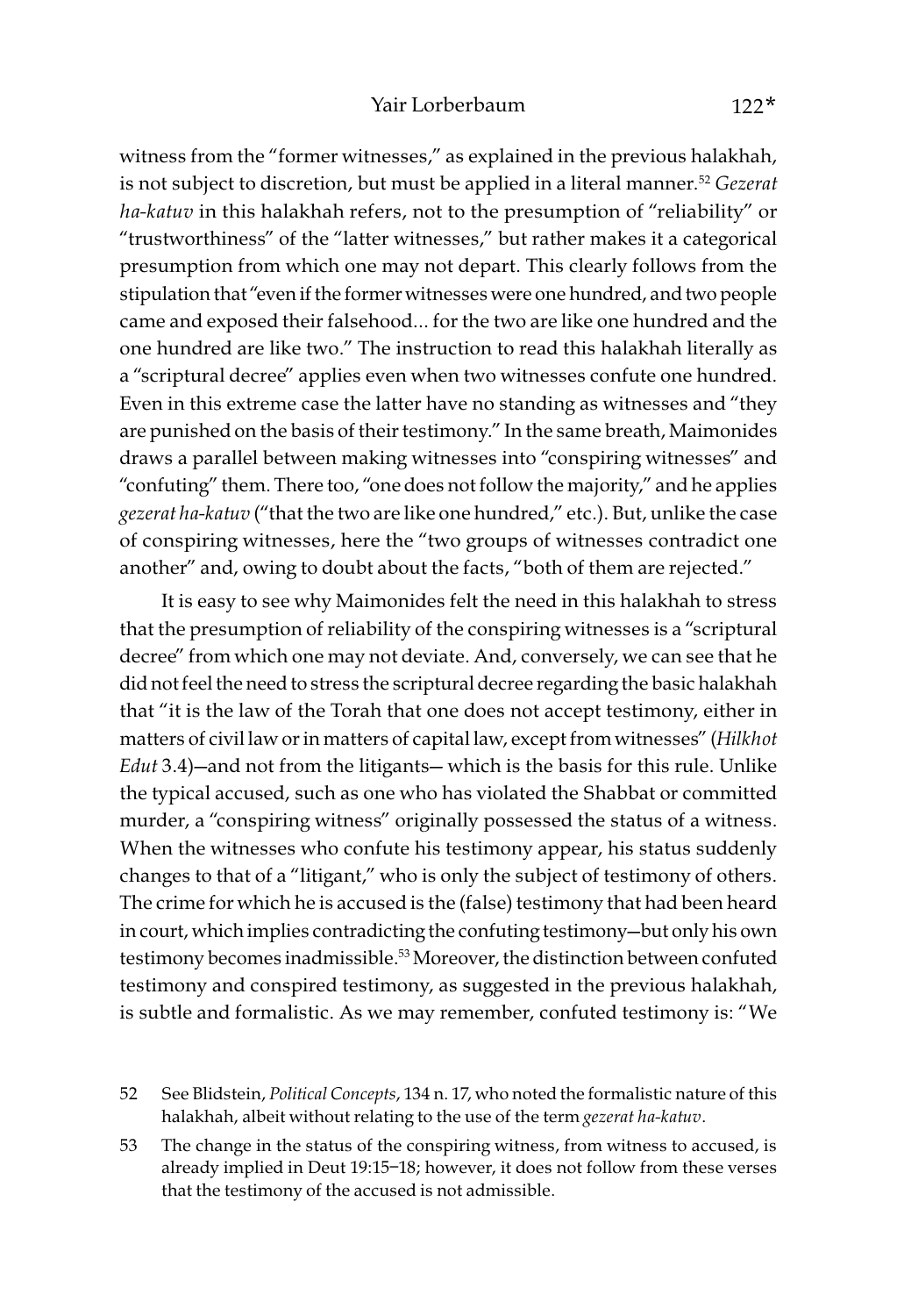witness from the "former witnesses," as explained in the previous halakhah, is not subject to discretion, but must be applied in a literal manner.[52] *Gezerat ha-katuv* in this halakhah refers, not to the presumption of "reliability" or "trustworthiness" of the "latter witnesses," but rather makes it a categorical presumption from which one may not depart. This clearly follows from the stipulation that "even if the former witnesses were one hundred, and two people came and exposed their falsehood... for the two are like one hundred and the one hundred are like two." The instruction to read this halakhah literally as a "scriptural decree" applies even when two witnesses confute one hundred. Even in this extreme case the latter have no standing as witnesses and "they are punished on the basis of their testimony." In the same breath, Maimonides draws a parallel between making witnesses into "conspiring witnesses" and "confuting" them. There too, "one does not follow the majority," and he applies *gezerat ha-katuv* ("that the two are like one hundred," etc.). But, unlike the case of conspiring witnesses, here the "two groups of witnesses contradict one another" and, owing to doubt about the facts, "both of them are rejected."

It is easy to see why Maimonides felt the need in this halakhah to stress that the presumption of reliability of the conspiring witnesses is a "scriptural decree" from which one may not deviate. And, conversely, we can see that he did not feel the need to stress the scriptural decree regarding the basic halakhah that "it is the law of the Torah that one does not accept testimony, either in matters of civil law or in matters of capital law, except from witnesses" (*Hilkhot Edut* 3.4)—and not from the litigants— which is the basis for this rule. Unlike the typical accused, such as one who has violated the Shabbat or committed murder, a "conspiring witness" originally possessed the status of a witness. When the witnesses who confute his testimony appear, his status suddenly changes to that of a "litigant," who is only the subject of testimony of others. The crime for which he is accused is the (false) testimony that had been heard in court, which implies contradicting the confuting testimony—but only his own testimony becomes inadmissible.[53] Moreover, the distinction between confuted testimony and conspired testimony, as suggested in the previous halakhah, is subtle and formalistic. As we may remember, confuted testimony is: "We

52 See Blidstein, *Political Concepts*, 134 n. 17, who noted the formalistic nature of this halakhah, albeit without relating to the use of the term *gezerat ha-katuv*.

53 The change in the status of the conspiring witness, from witness to accused, is already implied in Deut 19:15–18; however, it does not follow from these verses that the testimony of the accused is not admissible.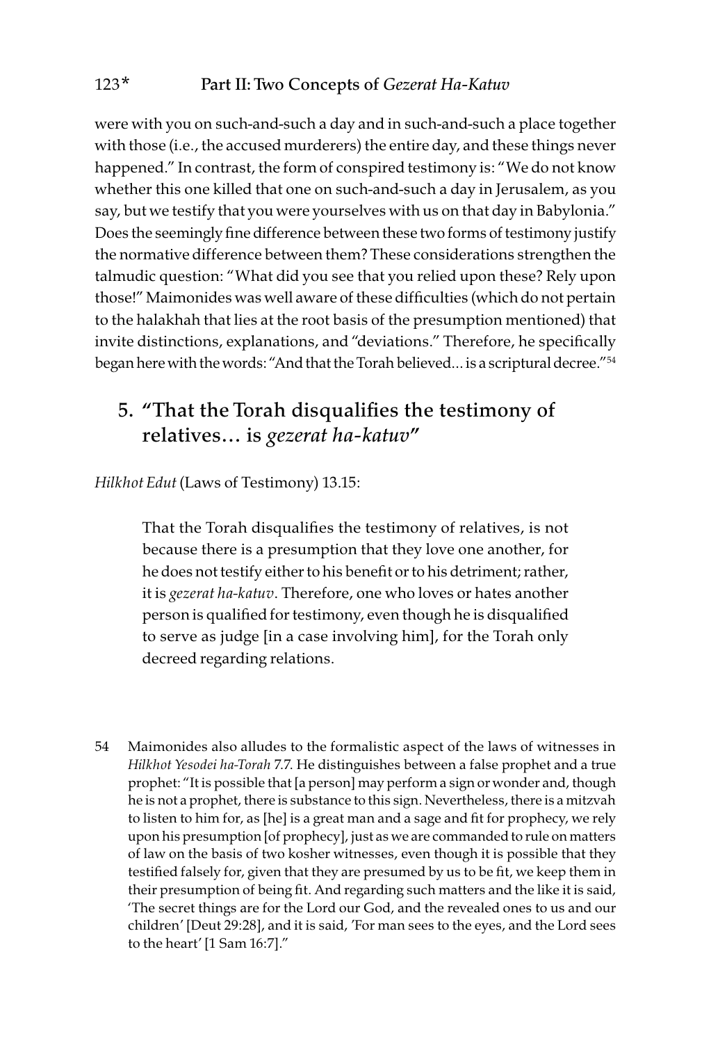were with you on such-and-such a day and in such-and-such a place together with those (i.e., the accused murderers) the entire day, and these things never happened." In contrast, the form of conspired testimony is: "We do not know whether this one killed that one on such-and-such a day in Jerusalem, as you say, but we testify that you were yourselves with us on that day in Babylonia." Does the seemingly fine difference between these two forms of testimony justify the normative difference between them? These considerations strengthen the talmudic question: "What did you see that you relied upon these? Rely upon those!" Maimonides was well aware of these difficulties (which do not pertain to the halakhah that lies at the root basis of the presumption mentioned) that invite distinctions, explanations, and "deviations." Therefore, he specifically began here with the words: "And that the Torah believed... is a scriptural decree."[54]

## 5. "That the Torah disqualifies the testimony of relatives… is *gezerat ha-katuv*"

*Hilkhot Edut* (Laws of Testimony) 13.15:

> That the Torah disqualifies the testimony of relatives, is not because there is a presumption that they love one another, for he does not testify either to his benefit or to his detriment; rather, it is *gezerat ha-katuv*. Therefore, one who loves or hates another person is qualified for testimony, even though he is disqualified to serve as judge [in a case involving him], for the Torah only decreed regarding relations.

54 Maimonides also alludes to the formalistic aspect of the laws of witnesses in *Hilkhot Yesodei ha-Torah* 7.7. He distinguishes between a false prophet and a true prophet: "It is possible that [a person] may perform a sign or wonder and, though he is not a prophet, there is substance to this sign. Nevertheless, there is a mitzvah to listen to him for, as [he] is a great man and a sage and fit for prophecy, we rely upon his presumption [of prophecy], just as we are commanded to rule on matters of law on the basis of two kosher witnesses, even though it is possible that they testified falsely for, given that they are presumed by us to be fit, we keep them in their presumption of being fit. And regarding such matters and the like it is said, 'The secret things are for the Lord our God, and the revealed ones to us and our children' [Deut 29:28], and it is said, 'For man sees to the eyes, and the Lord sees to the heart' [1 Sam 16:7]."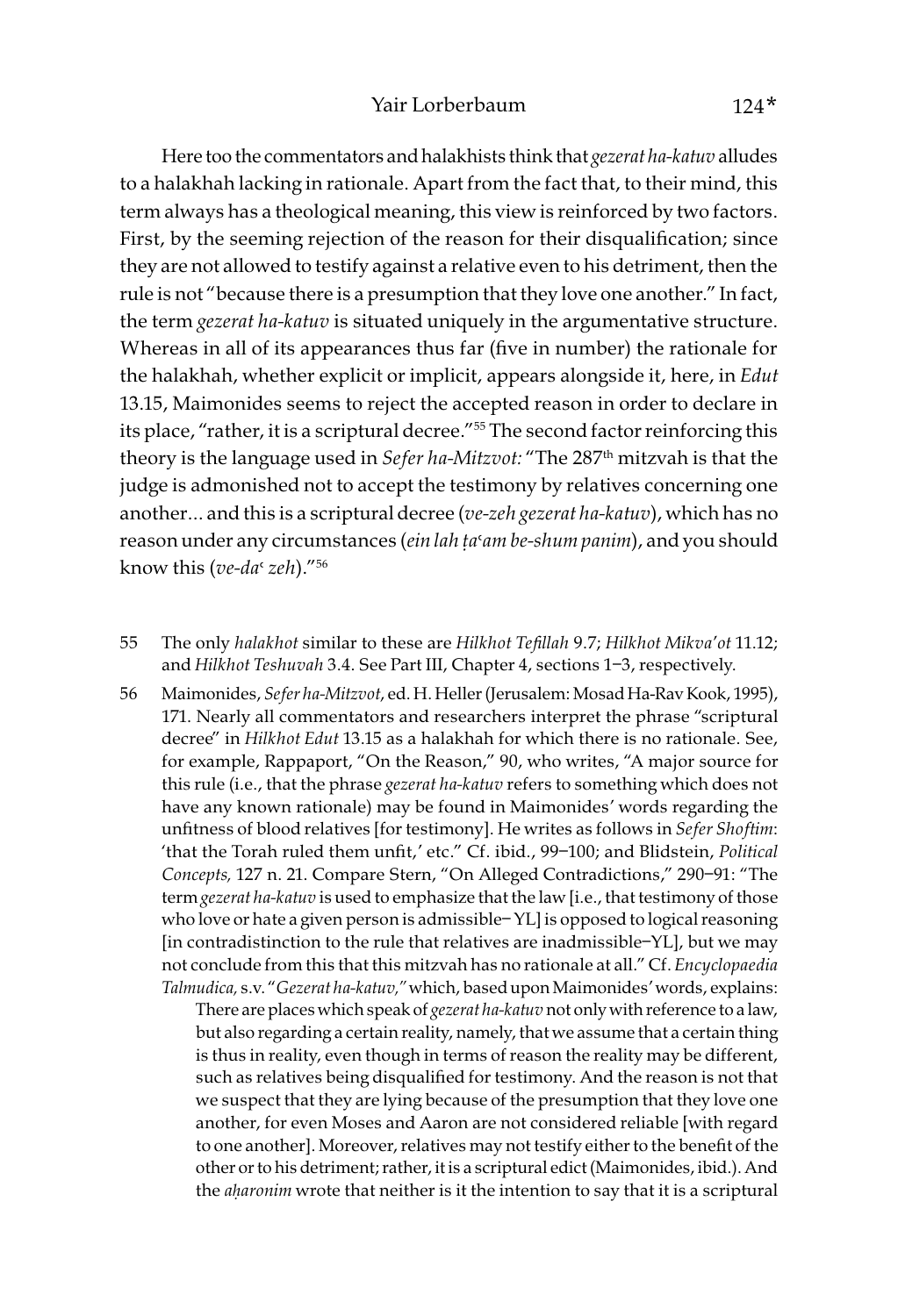Here too the commentators and halakhists think that *gezerat ha-katuv* alludes to a halakhah lacking in rationale. Apart from the fact that, to their mind, this term always has a theological meaning, this view is reinforced by two factors. First, by the seeming rejection of the reason for their disqualification; since they are not allowed to testify against a relative even to his detriment, then the rule is not "because there is a presumption that they love one another." In fact, the term *gezerat ha-katuv* is situated uniquely in the argumentative structure. Whereas in all of its appearances thus far (five in number) the rationale for the halakhah, whether explicit or implicit, appears alongside it, here, in *Edut* 13.15, Maimonides seems to reject the accepted reason in order to declare in its place, "rather, it is a scriptural decree."[55] The second factor reinforcing this theory is the language used in *Sefer ha-Mitzvot:* "The 287th mitzvah is that the judge is admonished not to accept the testimony by relatives concerning one another... and this is a scriptural decree (*ve-zeh gezerat ha-katuv*), which has no reason under any circumstances (*ein lah ṭaʿam be-shum panim*), and you should know this (*ve-daʿ zeh*)."[56]

55 The only *halakhot* similar to these are *Hilkhot Tefillah* 9.7; *Hilkhot Mikva'ot* 11.12; and *Hilkhot Teshuvah* 3.4. See Part III, Chapter 4, sections 1–3, respectively.

56 Maimonides, *Sefer ha-Mitzvot*, ed. H. Heller (Jerusalem: Mosad Ha-Rav Kook, 1995), 171. Nearly all commentators and researchers interpret the phrase "scriptural decree" in *Hilkhot Edut* 13.15 as a halakhah for which there is no rationale. See, for example, Rappaport, "On the Reason," 90, who writes, "A major source for this rule (i.e., that the phrase *gezerat ha-katuv* refers to something which does not have any known rationale) may be found in Maimonides' words regarding the unfitness of blood relatives [for testimony]. He writes as follows in *Sefer Shoftim*: 'that the Torah ruled them unfit,' etc." Cf. ibid., 99–100; and Blidstein, *Political Concepts,* 127 n. 21. Compare Stern, "On Alleged Contradictions," 290–91: "The term *gezerat ha-katuv* is used to emphasize that the law [i.e., that testimony of those who love or hate a given person is admissible– YL] is opposed to logical reasoning [in contradistinction to the rule that relatives are inadmissible–YL], but we may not conclude from this that this mitzvah has no rationale at all." Cf. *Encyclopaedia Talmudica,* s.v. "*Gezerat ha-katuv,*" which, based upon Maimonides' words, explains:

> There are places which speak of *gezerat ha-katuv* not only with reference to a law, but also regarding a certain reality, namely, that we assume that a certain thing is thus in reality, even though in terms of reason the reality may be different, such as relatives being disqualified for testimony. And the reason is not that we suspect that they are lying because of the presumption that they love one another, for even Moses and Aaron are not considered reliable [with regard to one another]. Moreover, relatives may not testify either to the benefit of the other or to his detriment; rather, it is a scriptural edict (Maimonides, ibid.). And the *aḥaronim* wrote that neither is it the intention to say that it is a scriptural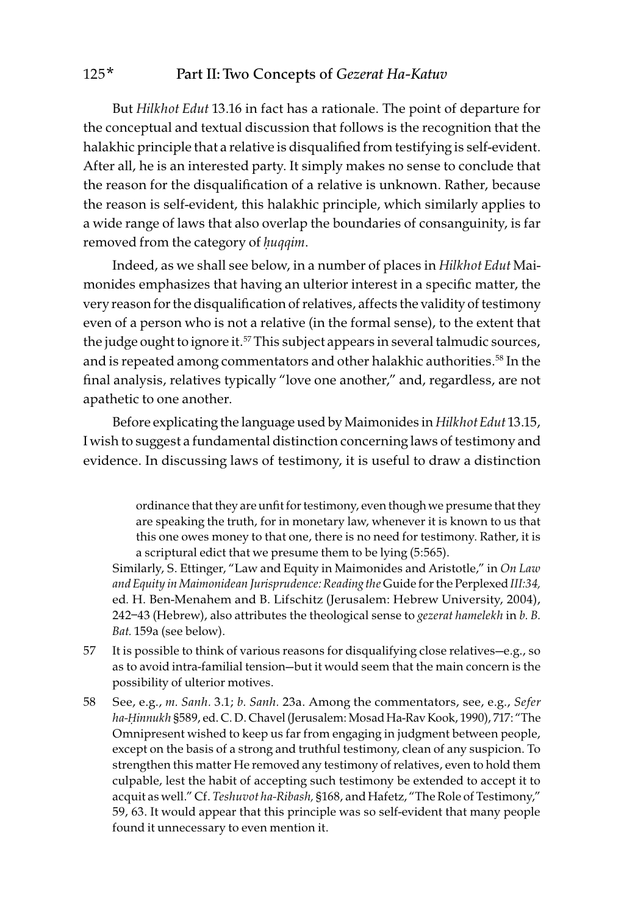But *Hilkhot Edut* 13.16 in fact has a rationale. The point of departure for the conceptual and textual discussion that follows is the recognition that the halakhic principle that a relative is disqualified from testifying is self-evident. After all, he is an interested party. It simply makes no sense to conclude that the reason for the disqualification of a relative is unknown. Rather, because the reason is self-evident, this halakhic principle, which similarly applies to a wide range of laws that also overlap the boundaries of consanguinity, is far removed from the category of *ḥuqqim*.

Indeed, as we shall see below, in a number of places in *Hilkhot Edut* Maimonides emphasizes that having an ulterior interest in a specific matter, the very reason for the disqualification of relatives, affects the validity of testimony even of a person who is not a relative (in the formal sense), to the extent that the judge ought to ignore it.[57] This subject appears in several talmudic sources, and is repeated among commentators and other halakhic authorities.[58] In the final analysis, relatives typically "love one another," and, regardless, are not apathetic to one another.

Before explicating the language used by Maimonides in *Hilkhot Edut* 13.15, I wish to suggest a fundamental distinction concerning laws of testimony and evidence. In discussing laws of testimony, it is useful to draw a distinction

> ordinance that they are unfit for testimony, even though we presume that they are speaking the truth, for in monetary law, whenever it is known to us that this one owes money to that one, there is no need for testimony. Rather, it is a scriptural edict that we presume them to be lying (5:565).

Similarly, S. Ettinger, "Law and Equity in Maimonides and Aristotle," in *On Law and Equity in Maimonidean Jurisprudence: Reading the* Guide for the Perplexed *III:34,* ed. H. Ben-Menahem and B. Lifschitz (Jerusalem: Hebrew University, 2004), 242–43 (Hebrew), also attributes the theological sense to *gezerat hamelekh* in *b. B. Bat.* 159a (see below).

57 It is possible to think of various reasons for disqualifying close relatives—e.g., so as to avoid intra-familial tension—but it would seem that the main concern is the possibility of ulterior motives.

58 See, e.g., *m. Sanh.* 3.1; *b. Sanh.* 23a. Among the commentators, see, e.g., *Sefer ha-Ḥinnukh* §589, ed. C. D. Chavel (Jerusalem: Mosad Ha-Rav Kook, 1990), 717: "The Omnipresent wished to keep us far from engaging in judgment between people, except on the basis of a strong and truthful testimony, clean of any suspicion. To strengthen this matter He removed any testimony of relatives, even to hold them culpable, lest the habit of accepting such testimony be extended to accept it to acquit as well." Cf. *Teshuvot ha-Ribash,* §168, and Hafetz, "The Role of Testimony," 59, 63. It would appear that this principle was so self-evident that many people found it unnecessary to even mention it.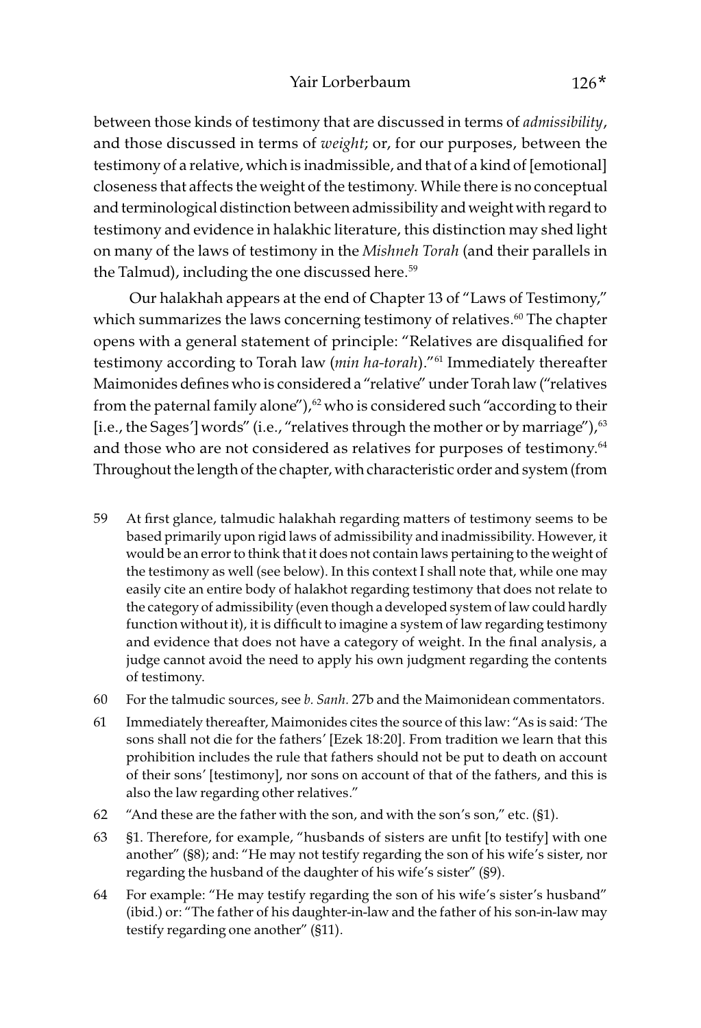between those kinds of testimony that are discussed in terms of *admissibility*, and those discussed in terms of *weight*; or, for our purposes, between the testimony of a relative, which is inadmissible, and that of a kind of [emotional] closeness that affects the weight of the testimony. While there is no conceptual and terminological distinction between admissibility and weight with regard to testimony and evidence in halakhic literature, this distinction may shed light on many of the laws of testimony in the *Mishneh Torah* (and their parallels in the Talmud), including the one discussed here.[59]

Our halakhah appears at the end of Chapter 13 of "Laws of Testimony," which summarizes the laws concerning testimony of relatives.[60] The chapter opens with a general statement of principle: "Relatives are disqualified for testimony according to Torah law (*min ha-torah*)."[61] Immediately thereafter Maimonides defines who is considered a "relative" under Torah law ("relatives from the paternal family alone"),[62] who is considered such "according to their [i.e., the Sages'] words" (i.e., "relatives through the mother or by marriage"),[63] and those who are not considered as relatives for purposes of testimony.[64] Throughout the length of the chapter, with characteristic order and system (from

59 At first glance, talmudic halakhah regarding matters of testimony seems to be based primarily upon rigid laws of admissibility and inadmissibility. However, it would be an error to think that it does not contain laws pertaining to the weight of the testimony as well (see below). In this context I shall note that, while one may easily cite an entire body of halakhot regarding testimony that does not relate to the category of admissibility (even though a developed system of law could hardly function without it), it is difficult to imagine a system of law regarding testimony and evidence that does not have a category of weight. In the final analysis, a judge cannot avoid the need to apply his own judgment regarding the contents of testimony.

60 For the talmudic sources, see *b. Sanh.* 27b and the Maimonidean commentators.

61 Immediately thereafter, Maimonides cites the source of this law: "As is said: 'The sons shall not die for the fathers' [Ezek 18:20]. From tradition we learn that this prohibition includes the rule that fathers should not be put to death on account of their sons' [testimony], nor sons on account of that of the fathers, and this is also the law regarding other relatives."

62 "And these are the father with the son, and with the son's son," etc. (§1).

63 §1. Therefore, for example, "husbands of sisters are unfit [to testify] with one another" (§8); and: "He may not testify regarding the son of his wife's sister, nor regarding the husband of the daughter of his wife's sister" (§9).

64 For example: "He may testify regarding the son of his wife's sister's husband" (ibid.) or: "The father of his daughter-in-law and the father of his son-in-law may testify regarding one another" (§11).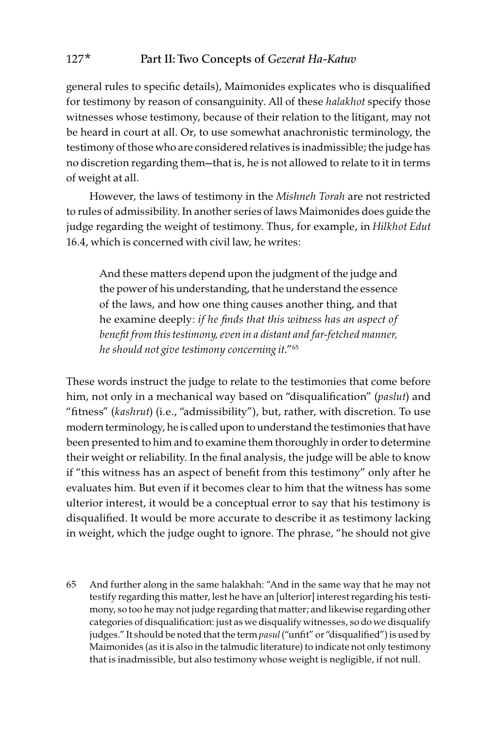general rules to specific details), Maimonides explicates who is disqualified for testimony by reason of consanguinity. All of these *halakhot* specify those witnesses whose testimony, because of their relation to the litigant, may not be heard in court at all. Or, to use somewhat anachronistic terminology, the testimony of those who are considered relatives is inadmissible; the judge has no discretion regarding them—that is, he is not allowed to relate to it in terms of weight at all.

However, the laws of testimony in the *Mishneh Torah* are not restricted to rules of admissibility. In another series of laws Maimonides does guide the judge regarding the weight of testimony. Thus, for example, in *Hilkhot Edut* 16.4, which is concerned with civil law, he writes:

> And these matters depend upon the judgment of the judge and the power of his understanding, that he understand the essence of the laws, and how one thing causes another thing, and that he examine deeply: *if he finds that this witness has an aspect of benefit from this testimony, even in a distant and far-fetched manner, he should not give testimony concerning it*."[65]

These words instruct the judge to relate to the testimonies that come before him, not only in a mechanical way based on "disqualification" (*paslut*) and "fitness" (*kashrut*) (i.e., "admissibility"), but, rather, with discretion. To use modern terminology, he is called upon to understand the testimonies that have been presented to him and to examine them thoroughly in order to determine their weight or reliability. In the final analysis, the judge will be able to know if "this witness has an aspect of benefit from this testimony" only after he evaluates him. But even if it becomes clear to him that the witness has some ulterior interest, it would be a conceptual error to say that his testimony is disqualified. It would be more accurate to describe it as testimony lacking in weight, which the judge ought to ignore. The phrase, "he should not give

65 And further along in the same halakhah: "And in the same way that he may not testify regarding this matter, lest he have an [ulterior] interest regarding his testimony, so too he may not judge regarding that matter; and likewise regarding other categories of disqualification: just as we disqualify witnesses, so do we disqualify judges." It should be noted that the term *pasul* ("unfit" or "disqualified") is used by Maimonides (as it is also in the talmudic literature) to indicate not only testimony that is inadmissible, but also testimony whose weight is negligible, if not null.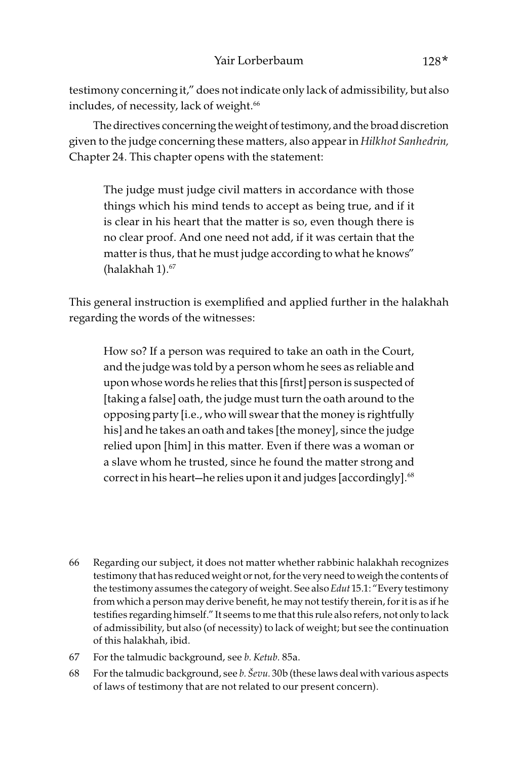testimony concerning it," does not indicate only lack of admissibility, but also includes, of necessity, lack of weight.[66]

The directives concerning the weight of testimony, and the broad discretion given to the judge concerning these matters, also appear in *Hilkhot Sanhedrin,* Chapter 24. This chapter opens with the statement:

> The judge must judge civil matters in accordance with those things which his mind tends to accept as being true, and if it is clear in his heart that the matter is so, even though there is no clear proof. And one need not add, if it was certain that the matter is thus, that he must judge according to what he knows" (halakhah 1).[67]

This general instruction is exemplified and applied further in the halakhah regarding the words of the witnesses:

> How so? If a person was required to take an oath in the Court, and the judge was told by a person whom he sees as reliable and upon whose words he relies that this [first] person is suspected of [taking a false] oath, the judge must turn the oath around to the opposing party [i.e., who will swear that the money is rightfully his] and he takes an oath and takes [the money], since the judge relied upon [him] in this matter. Even if there was a woman or a slave whom he trusted, since he found the matter strong and correct in his heart—he relies upon it and judges [accordingly].[68]

---

66 Regarding our subject, it does not matter whether rabbinic halakhah recognizes testimony that has reduced weight or not, for the very need to weigh the contents of the testimony assumes the category of weight. See also *Edut* 15.1: "Every testimony from which a person may derive benefit, he may not testify therein, for it is as if he testifies regarding himself." It seems to me that this rule also refers, not only to lack of admissibility, but also (of necessity) to lack of weight; but see the continuation of this halakhah, ibid.

67 For the talmudic background, see *b. Ketub.* 85a.

68 For the talmudic background, see *b. Ševu.* 30b (these laws deal with various aspects of laws of testimony that are not related to our present concern).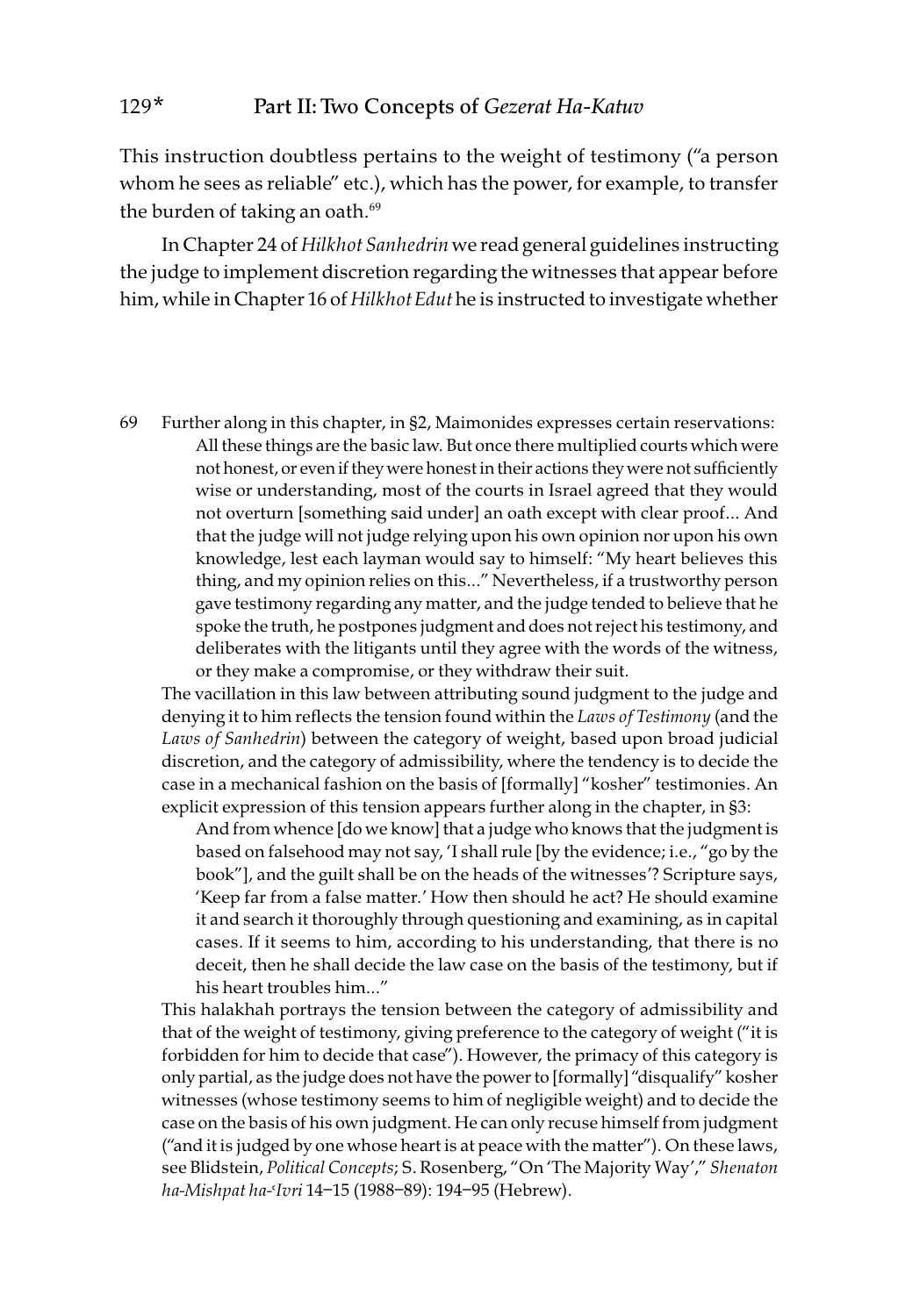This instruction doubtless pertains to the weight of testimony ("a person whom he sees as reliable" etc.), which has the power, for example, to transfer the burden of taking an oath.[69]

In Chapter 24 of *Hilkhot Sanhedrin* we read general guidelines instructing the judge to implement discretion regarding the witnesses that appear before him, while in Chapter 16 of *Hilkhot Edut* he is instructed to investigate whether

---

69 Further along in this chapter, in §2, Maimonides expresses certain reservations:

> All these things are the basic law. But once there multiplied courts which were not honest, or even if they were honest in their actions they were not sufficiently wise or understanding, most of the courts in Israel agreed that they would not overturn [something said under] an oath except with clear proof... And that the judge will not judge relying upon his own opinion nor upon his own knowledge, lest each layman would say to himself: "My heart believes this thing, and my opinion relies on this..." Nevertheless, if a trustworthy person gave testimony regarding any matter, and the judge tended to believe that he spoke the truth, he postpones judgment and does not reject his testimony, and deliberates with the litigants until they agree with the words of the witness, or they make a compromise, or they withdraw their suit.

The vacillation in this law between attributing sound judgment to the judge and denying it to him reflects the tension found within the *Laws of Testimony* (and the *Laws of Sanhedrin*) between the category of weight, based upon broad judicial discretion, and the category of admissibility, where the tendency is to decide the case in a mechanical fashion on the basis of [formally] "kosher" testimonies. An explicit expression of this tension appears further along in the chapter, in §3:

> And from whence [do we know] that a judge who knows that the judgment is based on falsehood may not say, 'I shall rule [by the evidence; i.e., "go by the book"], and the guilt shall be on the heads of the witnesses'? Scripture says, 'Keep far from a false matter.' How then should he act? He should examine it and search it thoroughly through questioning and examining, as in capital cases. If it seems to him, according to his understanding, that there is no deceit, then he shall decide the law case on the basis of the testimony, but if his heart troubles him..."

This halakhah portrays the tension between the category of admissibility and that of the weight of testimony, giving preference to the category of weight ("it is forbidden for him to decide that case"). However, the primacy of this category is only partial, as the judge does not have the power to [formally] "disqualify" kosher witnesses (whose testimony seems to him of negligible weight) and to decide the case on the basis of his own judgment. He can only recuse himself from judgment ("and it is judged by one whose heart is at peace with the matter"). On these laws, see Blidstein, *Political Concepts*; S. Rosenberg, "On 'The Majority Way'," *Shenaton ha-Mishpat ha-ʿIvri* 14–15 (1988–89): 194–95 (Hebrew).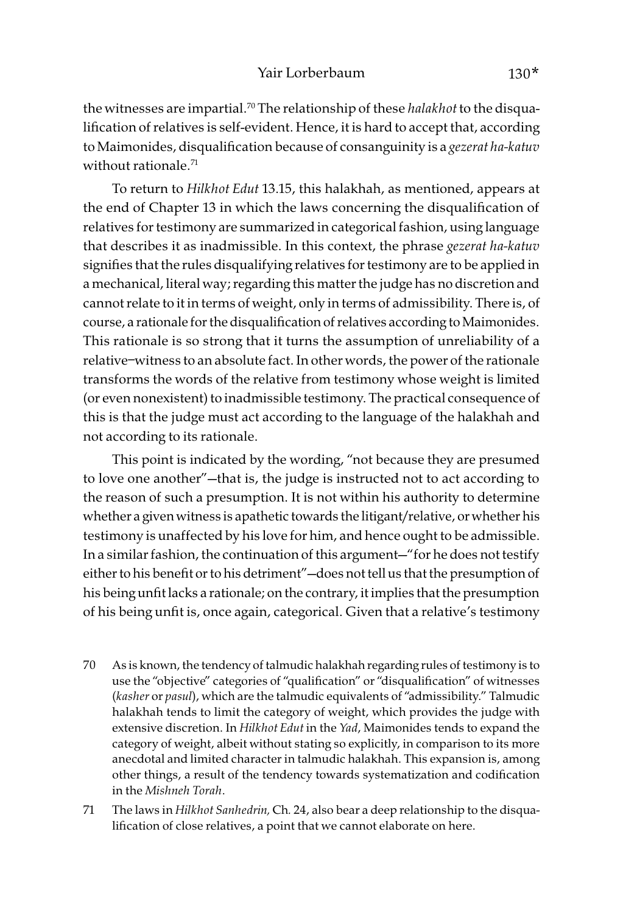the witnesses are impartial.[70] The relationship of these *halakhot* to the disqualification of relatives is self-evident. Hence, it is hard to accept that, according to Maimonides, disqualification because of consanguinity is a *gezerat ha-katuv* without rationale.[71]

To return to *Hilkhot Edut* 13.15, this halakhah, as mentioned, appears at the end of Chapter 13 in which the laws concerning the disqualification of relatives for testimony are summarized in categorical fashion, using language that describes it as inadmissible. In this context, the phrase *gezerat ha-katuv* signifies that the rules disqualifying relatives for testimony are to be applied in a mechanical, literal way; regarding this matter the judge has no discretion and cannot relate to it in terms of weight, only in terms of admissibility. There is, of course, a rationale for the disqualification of relatives according to Maimonides. This rationale is so strong that it turns the assumption of unreliability of a relative–witness to an absolute fact. In other words, the power of the rationale transforms the words of the relative from testimony whose weight is limited (or even nonexistent) to inadmissible testimony. The practical consequence of this is that the judge must act according to the language of the halakhah and not according to its rationale.

This point is indicated by the wording, "not because they are presumed to love one another"—that is, the judge is instructed not to act according to the reason of such a presumption. It is not within his authority to determine whether a given witness is apathetic towards the litigant/relative, or whether his testimony is unaffected by his love for him, and hence ought to be admissible. In a similar fashion, the continuation of this argument—"for he does not testify either to his benefit or to his detriment"—does not tell us that the presumption of his being unfit lacks a rationale; on the contrary, it implies that the presumption of his being unfit is, once again, categorical. Given that a relative's testimony

70 As is known, the tendency of talmudic halakhah regarding rules of testimony is to use the "objective" categories of "qualification" or "disqualification" of witnesses (*kasher* or *pasul*), which are the talmudic equivalents of "admissibility." Talmudic halakhah tends to limit the category of weight, which provides the judge with extensive discretion. In *Hilkhot Edut* in the *Yad*, Maimonides tends to expand the category of weight, albeit without stating so explicitly, in comparison to its more anecdotal and limited character in talmudic halakhah. This expansion is, among other things, a result of the tendency towards systematization and codification in the *Mishneh Torah*.

71 The laws in *Hilkhot Sanhedrin,* Ch. 24, also bear a deep relationship to the disqualification of close relatives, a point that we cannot elaborate on here.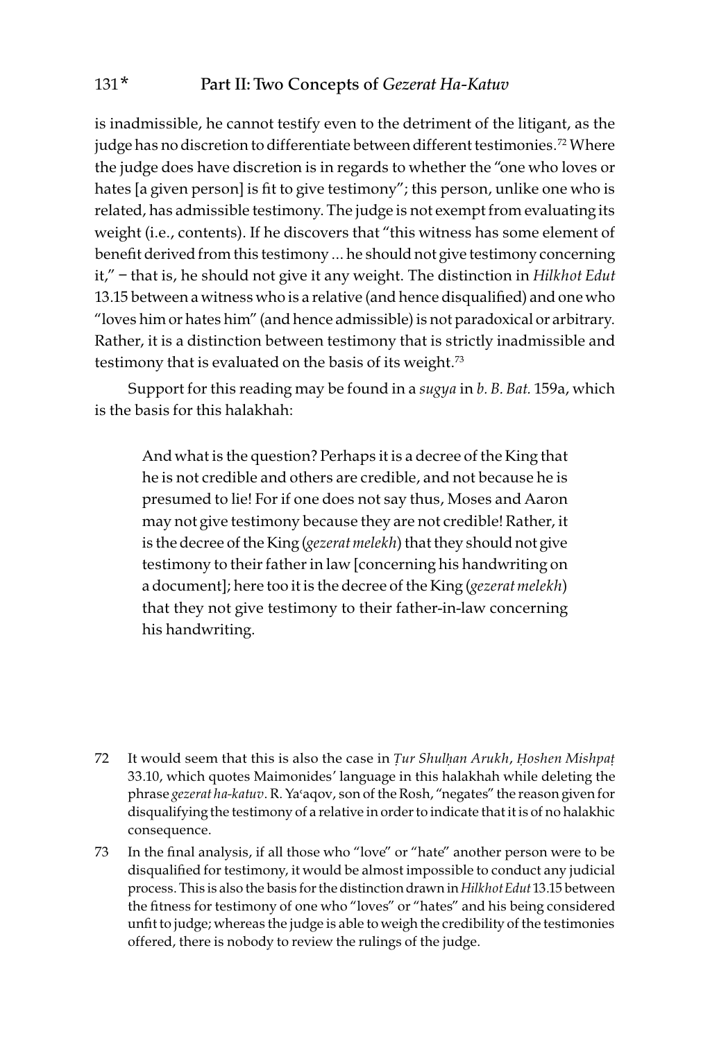is inadmissible, he cannot testify even to the detriment of the litigant, as the judge has no discretion to differentiate between different testimonies.[72] Where the judge does have discretion is in regards to whether the "one who loves or hates [a given person] is fit to give testimony"; this person, unlike one who is related, has admissible testimony. The judge is not exempt from evaluating its weight (i.e., contents). If he discovers that "this witness has some element of benefit derived from this testimony ... he should not give testimony concerning it," – that is, he should not give it any weight. The distinction in *Hilkhot Edut* 13.15 between a witness who is a relative (and hence disqualified) and one who "loves him or hates him" (and hence admissible) is not paradoxical or arbitrary. Rather, it is a distinction between testimony that is strictly inadmissible and testimony that is evaluated on the basis of its weight.[73]

Support for this reading may be found in a *sugya* in *b. B. Bat.* 159a, which is the basis for this halakhah:

> And what is the question? Perhaps it is a decree of the King that he is not credible and others are credible, and not because he is presumed to lie! For if one does not say thus, Moses and Aaron may not give testimony because they are not credible! Rather, it is the decree of the King (*gezerat melekh*) that they should not give testimony to their father in law [concerning his handwriting on a document]; here too it is the decree of the King (*gezerat melekh*) that they not give testimony to their father-in-law concerning his handwriting.

72 It would seem that this is also the case in *Ṭur Shulḥan Arukh*, *Ḥoshen Mishpaṭ* 33.10, which quotes Maimonides' language in this halakhah while deleting the phrase *gezerat ha-katuv*. R. Yaʿaqov, son of the Rosh, "negates" the reason given for disqualifying the testimony of a relative in order to indicate that it is of no halakhic consequence.

73 In the final analysis, if all those who "love" or "hate" another person were to be disqualified for testimony, it would be almost impossible to conduct any judicial process. This is also the basis for the distinction drawn in *Hilkhot Edut* 13.15 between the fitness for testimony of one who "loves" or "hates" and his being considered unfit to judge; whereas the judge is able to weigh the credibility of the testimonies offered, there is nobody to review the rulings of the judge.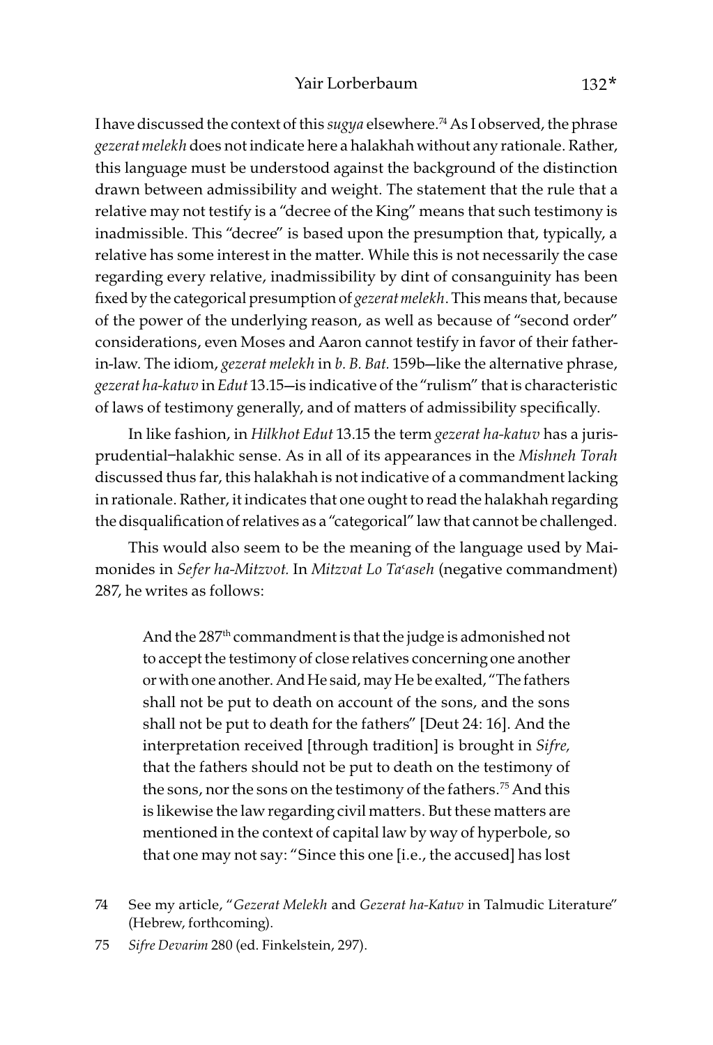I have discussed the context of this *sugya* elsewhere.[74] As I observed, the phrase *gezerat melekh* does not indicate here a halakhah without any rationale. Rather, this language must be understood against the background of the distinction drawn between admissibility and weight. The statement that the rule that a relative may not testify is a "decree of the King" means that such testimony is inadmissible. This "decree" is based upon the presumption that, typically, a relative has some interest in the matter. While this is not necessarily the case regarding every relative, inadmissibility by dint of consanguinity has been fixed by the categorical presumption of *gezerat melekh*. This means that, because of the power of the underlying reason, as well as because of "second order" considerations, even Moses and Aaron cannot testify in favor of their father-in-law. The idiom, *gezerat melekh* in *b. B. Bat.* 159b—like the alternative phrase, *gezerat ha-katuv* in *Edut* 13.15—is indicative of the "rulism" that is characteristic of laws of testimony generally, and of matters of admissibility specifically.

In like fashion, in *Hilkhot Edut* 13.15 the term *gezerat ha-katuv* has a jurisprudential–halakhic sense. As in all of its appearances in the *Mishneh Torah* discussed thus far, this halakhah is not indicative of a commandment lacking in rationale. Rather, it indicates that one ought to read the halakhah regarding the disqualification of relatives as a "categorical" law that cannot be challenged.

This would also seem to be the meaning of the language used by Maimonides in *Sefer ha-Mitzvot.* In *Mitzvat Lo Taʿaseh* (negative commandment) 287, he writes as follows:

> And the 287th commandment is that the judge is admonished not to accept the testimony of close relatives concerning one another or with one another. And He said, may He be exalted, "The fathers shall not be put to death on account of the sons, and the sons shall not be put to death for the fathers" [Deut 24: 16]. And the interpretation received [through tradition] is brought in *Sifre,* that the fathers should not be put to death on the testimony of the sons, nor the sons on the testimony of the fathers.[75] And this is likewise the law regarding civil matters. But these matters are mentioned in the context of capital law by way of hyperbole, so that one may not say: "Since this one [i.e., the accused] has lost

74 See my article, "*Gezerat Melekh* and *Gezerat ha-Katuv* in Talmudic Literature" (Hebrew, forthcoming).

75 *Sifre Devarim* 280 (ed. Finkelstein, 297).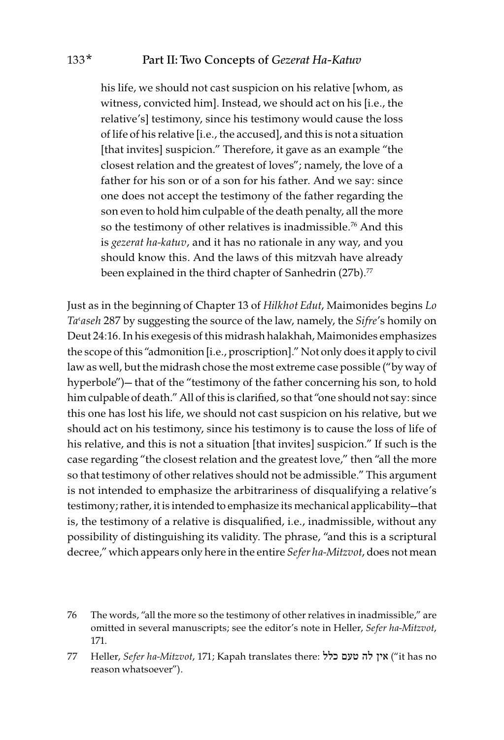his life, we should not cast suspicion on his relative [whom, as witness, convicted him]. Instead, we should act on his [i.e., the relative's] testimony, since his testimony would cause the loss of life of his relative [i.e., the accused], and this is not a situation [that invites] suspicion." Therefore, it gave as an example "the closest relation and the greatest of loves"; namely, the love of a father for his son or of a son for his father. And we say: since one does not accept the testimony of the father regarding the son even to hold him culpable of the death penalty, all the more so the testimony of other relatives is inadmissible.[76] And this is *gezerat ha-katuv*, and it has no rationale in any way, and you should know this. And the laws of this mitzvah have already been explained in the third chapter of Sanhedrin (27b).[77]

Just as in the beginning of Chapter 13 of *Hilkhot Edut*, Maimonides begins *Lo Taʿaseh* 287 by suggesting the source of the law, namely, the *Sifre*'s homily on Deut 24:16. In his exegesis of this midrash halakhah, Maimonides emphasizes the scope of this "admonition [i.e., proscription]." Not only does it apply to civil law as well, but the midrash chose the most extreme case possible ("by way of hyperbole")— that of the "testimony of the father concerning his son, to hold him culpable of death." All of this is clarified, so that "one should not say: since this one has lost his life, we should not cast suspicion on his relative, but we should act on his testimony, since his testimony is to cause the loss of life of his relative, and this is not a situation [that invites] suspicion." If such is the case regarding "the closest relation and the greatest love," then "all the more so that testimony of other relatives should not be admissible." This argument is not intended to emphasize the arbitrariness of disqualifying a relative's testimony; rather, it is intended to emphasize its mechanical applicability—that is, the testimony of a relative is disqualified, i.e., inadmissible, without any possibility of distinguishing its validity. The phrase, "and this is a scriptural decree," which appears only here in the entire *Sefer ha-Mitzvot*, does not mean

76 The words, "all the more so the testimony of other relatives in inadmissible," are omitted in several manuscripts; see the editor's note in Heller, *Sefer ha-Mitzvot*, 171.

77 Heller, *Sefer ha-Mitzvot*, 171; Kapah translates there: אין לה טעם כלל ("it has no reason whatsoever").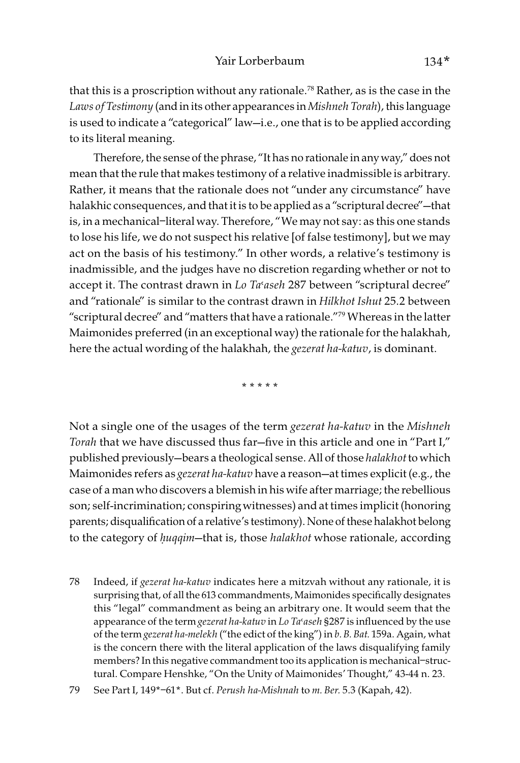that this is a proscription without any rationale.[78] Rather, as is the case in the *Laws of Testimony* (and in its other appearances in *Mishneh Torah*), this language is used to indicate a "categorical" law—i.e., one that is to be applied according to its literal meaning.

Therefore, the sense of the phrase, "It has no rationale in any way," does not mean that the rule that makes testimony of a relative inadmissible is arbitrary. Rather, it means that the rationale does not "under any circumstance" have halakhic consequences, and that it is to be applied as a "scriptural decree"—that is, in a mechanical–literal way. Therefore, "We may not say: as this one stands to lose his life, we do not suspect his relative [of false testimony], but we may act on the basis of his testimony." In other words, a relative's testimony is inadmissible, and the judges have no discretion regarding whether or not to accept it. The contrast drawn in *Lo Taʿaseh* 287 between "scriptural decree" and "rationale" is similar to the contrast drawn in *Hilkhot Ishut* 25.2 between "scriptural decree" and "matters that have a rationale."[79] Whereas in the latter Maimonides preferred (in an exceptional way) the rationale for the halakhah, here the actual wording of the halakhah, the *gezerat ha-katuv*, is dominant.

\* \* \* \* \*

Not a single one of the usages of the term *gezerat ha-katuv* in the *Mishneh Torah* that we have discussed thus far—five in this article and one in "Part I," published previously—bears a theological sense. All of those *halakhot* to which Maimonides refers as *gezerat ha-katuv* have a reason—at times explicit (e.g., the case of a man who discovers a blemish in his wife after marriage; the rebellious son; self-incrimination; conspiring witnesses) and at times implicit (honoring parents; disqualification of a relative's testimony). None of these halakhot belong to the category of *ḥuqqim*—that is, those *halakhot* whose rationale, according

78 Indeed, if *gezerat ha-katuv* indicates here a mitzvah without any rationale, it is surprising that, of all the 613 commandments, Maimonides specifically designates this "legal" commandment as being an arbitrary one. It would seem that the appearance of the term *gezerat ha-katuv* in *Lo Taʿaseh* §287 is influenced by the use of the term *gezerat ha-melekh* ("the edict of the king") in *b. B. Bat.* 159a. Again, what is the concern there with the literal application of the laws disqualifying family members? In this negative commandment too its application is mechanical–structural. Compare Henshke, "On the Unity of Maimonides' Thought," 43-44 n. 23.

79 See Part I, 149\*–61\*. But cf. *Perush ha-Mishnah* to *m. Ber.* 5.3 (Kapah, 42).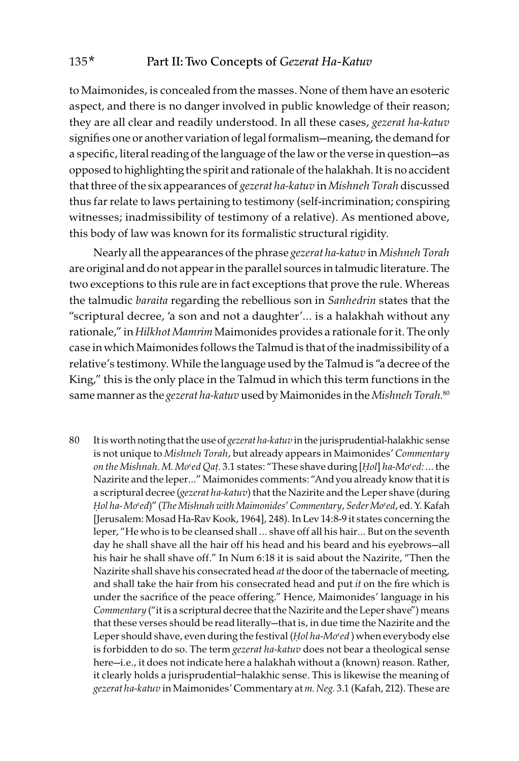to Maimonides, is concealed from the masses. None of them have an esoteric aspect, and there is no danger involved in public knowledge of their reason; they are all clear and readily understood. In all these cases, *gezerat ha-katuv* signifies one or another variation of legal formalism—meaning, the demand for a specific, literal reading of the language of the law or the verse in question—as opposed to highlighting the spirit and rationale of the halakhah. It is no accident that three of the six appearances of *gezerat ha-katuv* in *Mishneh Torah* discussed thus far relate to laws pertaining to testimony (self-incrimination; conspiring witnesses; inadmissibility of testimony of a relative). As mentioned above, this body of law was known for its formalistic structural rigidity.

Nearly all the appearances of the phrase *gezerat ha-katuv* in *Mishneh Torah* are original and do not appear in the parallel sources in talmudic literature. The two exceptions to this rule are in fact exceptions that prove the rule. Whereas the talmudic *baraita* regarding the rebellious son in *Sanhedrin* states that the "scriptural decree, 'a son and not a daughter'... is a halakhah without any rationale," in *Hilkhot Mamrim* Maimonides provides a rationale for it. The only case in which Maimonides follows the Talmud is that of the inadmissibility of a relative's testimony. While the language used by the Talmud is "a decree of the King," this is the only place in the Talmud in which this term functions in the same manner as the *gezerat ha-katuv* used by Maimonides in the *Mishneh Torah*.[80]

80 It is worth noting that the use of *gezerat ha-katuv* in the jurisprudential-halakhic sense is not unique to *Mishneh Torah*, but already appears in Maimonides' *Commentary on the Mishnah*. *M. Moʿed Qaṭ.* 3.1 states: "These shave during [*Ḥol*] *ha-Moʿed:* ... the Nazirite and the leper..." Maimonides comments: "And you already know that it is a scriptural decree (*gezerat ha-katuv*) that the Nazirite and the Leper shave (during *Ḥol ha-Moʿed*)" (*The Mishnah with Maimonides' Commentary*, *Seder Moʿed*, ed. Y. Kafah [Jerusalem: Mosad Ha-Rav Kook, 1964], 248). In Lev 14:8-9 it states concerning the leper, "He who is to be cleansed shall ... shave off all his hair... But on the seventh day he shall shave all the hair off his head and his beard and his eyebrows—all his hair he shall shave off." In Num 6:18 it is said about the Nazirite, "Then the Nazirite shall shave his consecrated head *at* the door of the tabernacle of meeting, and shall take the hair from his consecrated head and put *it* on the fire which is under the sacrifice of the peace offering." Hence, Maimonides' language in his *Commentary* ("it is a scriptural decree that the Nazirite and the Leper shave") means that these verses should be read literally—that is, in due time the Nazirite and the Leper should shave, even during the festival (*Ḥol ha-Moʿed* ) when everybody else is forbidden to do so. The term *gezerat ha-katuv* does not bear a theological sense here—i.e., it does not indicate here a halakhah without a (known) reason. Rather, it clearly holds a jurisprudential–halakhic sense. This is likewise the meaning of *gezerat ha-katuv* in Maimonides' Commentary at *m. Neg.* 3.1 (Kafah, 212). These are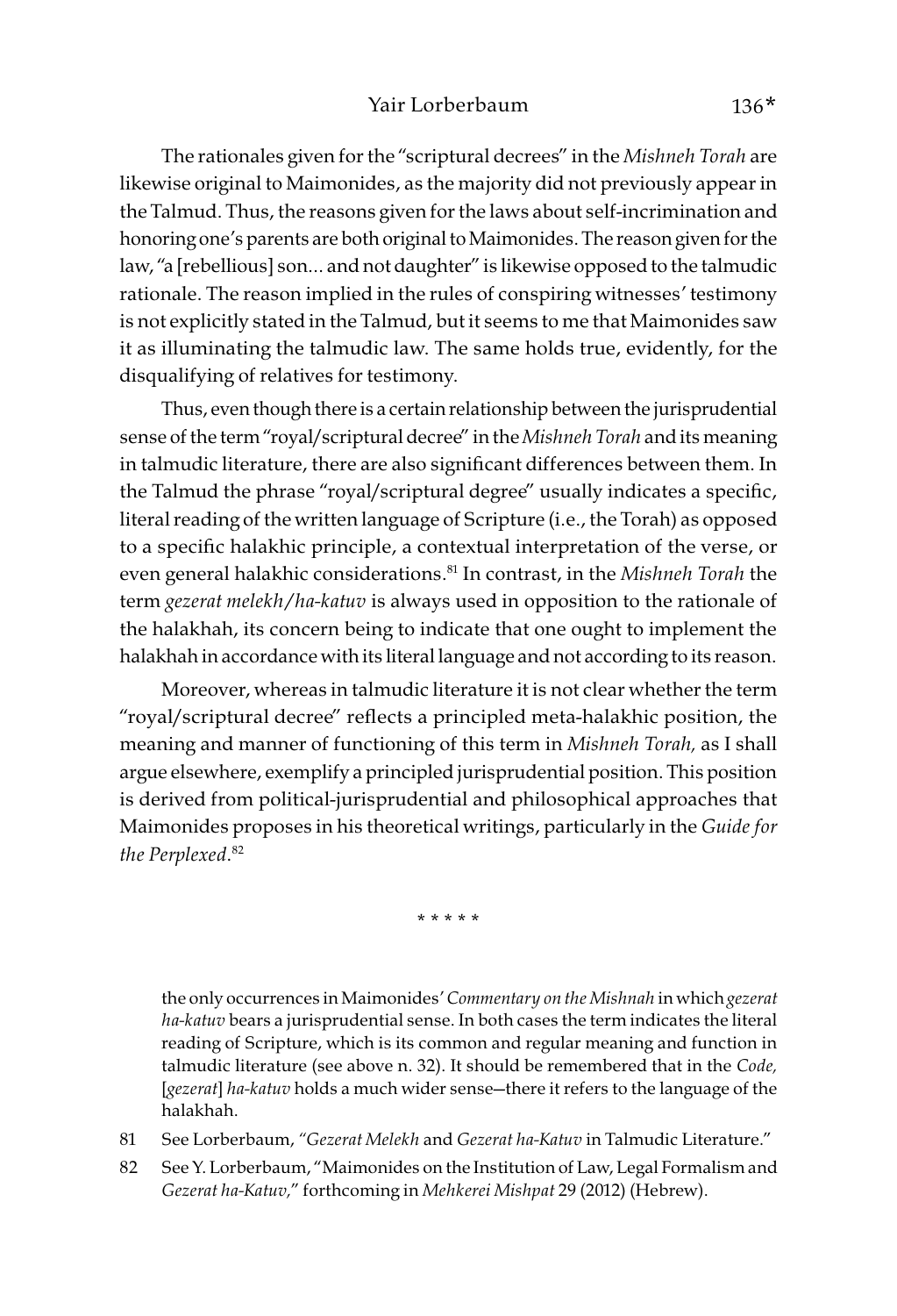The rationales given for the "scriptural decrees" in the *Mishneh Torah* are likewise original to Maimonides, as the majority did not previously appear in the Talmud. Thus, the reasons given for the laws about self-incrimination and honoring one's parents are both original to Maimonides. The reason given for the law, "a [rebellious] son... and not daughter" is likewise opposed to the talmudic rationale. The reason implied in the rules of conspiring witnesses' testimony is not explicitly stated in the Talmud, but it seems to me that Maimonides saw it as illuminating the talmudic law. The same holds true, evidently, for the disqualifying of relatives for testimony.

Thus, even though there is a certain relationship between the jurisprudential sense of the term "royal/scriptural decree" in the *Mishneh Torah* and its meaning in talmudic literature, there are also significant differences between them. In the Talmud the phrase "royal/scriptural degree" usually indicates a specific, literal reading of the written language of Scripture (i.e., the Torah) as opposed to a specific halakhic principle, a contextual interpretation of the verse, or even general halakhic considerations.[81] In contrast, in the *Mishneh Torah* the term *gezerat melekh/ha-katuv* is always used in opposition to the rationale of the halakhah, its concern being to indicate that one ought to implement the halakhah in accordance with its literal language and not according to its reason.

Moreover, whereas in talmudic literature it is not clear whether the term "royal/scriptural decree" reflects a principled meta-halakhic position, the meaning and manner of functioning of this term in *Mishneh Torah,* as I shall argue elsewhere, exemplify a principled jurisprudential position. This position is derived from political-jurisprudential and philosophical approaches that Maimonides proposes in his theoretical writings, particularly in the *Guide for the Perplexed*.[82]

\* \* \* \* \*

the only occurrences in Maimonides' *Commentary on the Mishnah* in which *gezerat ha-katuv* bears a jurisprudential sense. In both cases the term indicates the literal reading of Scripture, which is its common and regular meaning and function in talmudic literature (see above n. 32). It should be remembered that in the *Code,* [*gezerat*] *ha-katuv* holds a much wider sense—there it refers to the language of the halakhah.

81 See Lorberbaum, *"Gezerat Melekh* and *Gezerat ha-Katuv* in Talmudic Literature."

82 See Y. Lorberbaum, "Maimonides on the Institution of Law, Legal Formalism and *Gezerat ha-Katuv,*" forthcoming in *Mehkerei Mishpat* 29 (2012) (Hebrew).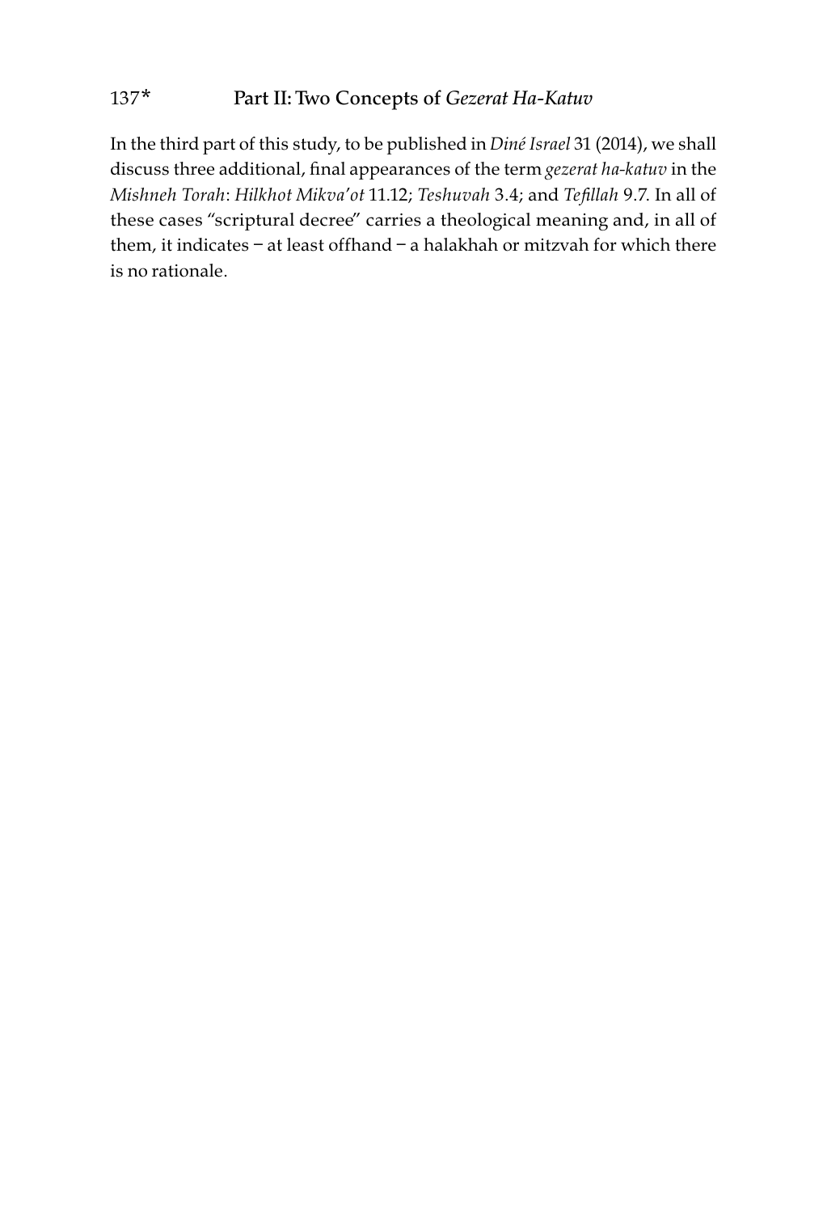In the third part of this study, to be published in *Diné Israel* 31 (2014), we shall discuss three additional, final appearances of the term *gezerat ha-katuv* in the *Mishneh Torah*: *Hilkhot Mikva'ot* 11.12; *Teshuvah* 3.4; and *Tefillah* 9.7. In all of these cases "scriptural decree" carries a theological meaning and, in all of them, it indicates – at least offhand – a halakhah or mitzvah for which there is no rationale.